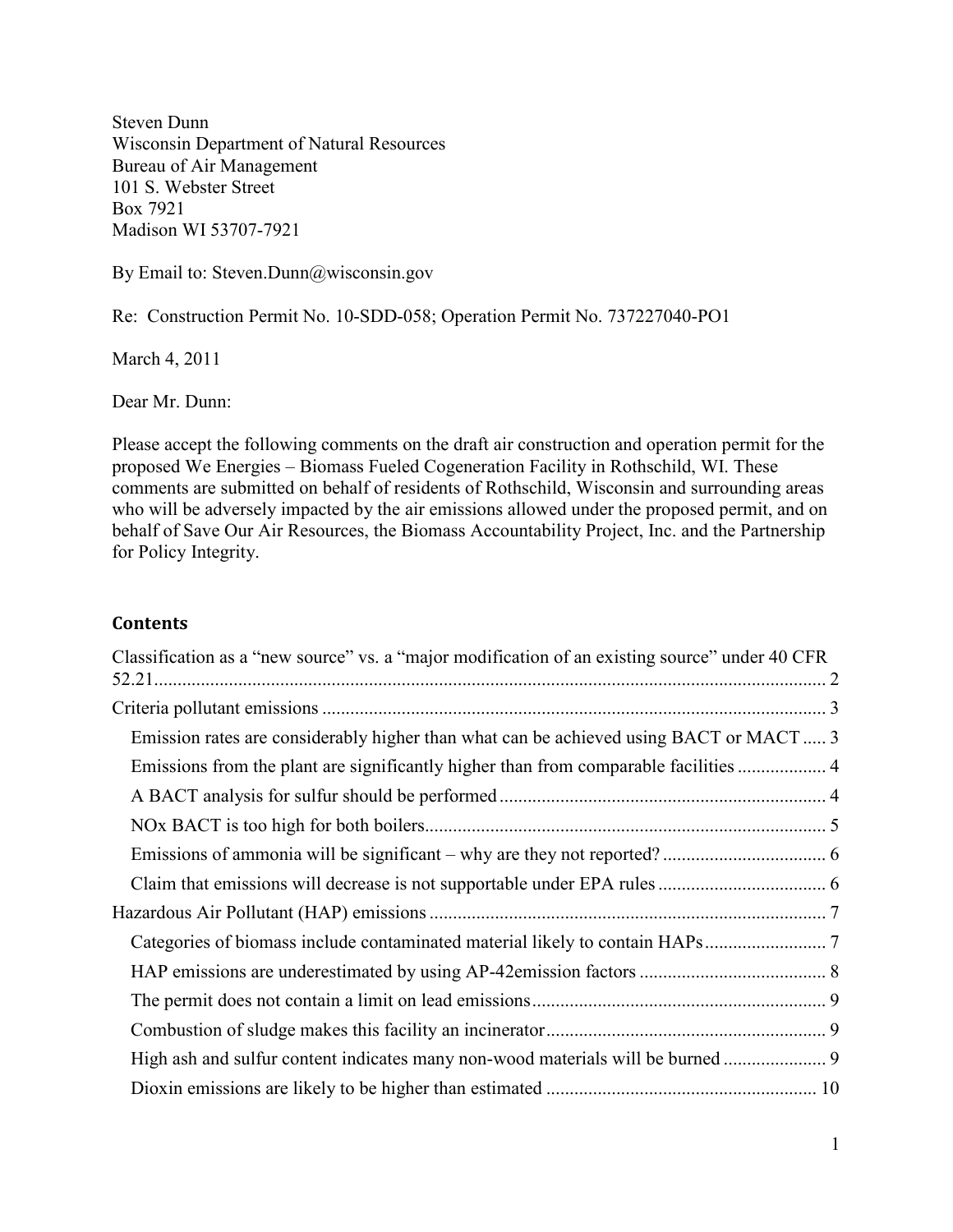Steven Dunn
Wisconsin Department of Natural Resources
Bureau of Air Management
101 S. Webster Street
Box 7921
Madison WI 53707-7921

By Email to: Steven.Dunn@wisconsin.gov

Re: Construction Permit No. 10-SDD-058; Operation Permit No. 737227040-PO1

March 4, 2011

Dear Mr. Dunn:

Please accept the following comments on the draft air construction and operation permit for the proposed We Energies – Biomass Fueled Cogeneration Facility in Rothschild, WI. These comments are submitted on behalf of residents of Rothschild, Wisconsin and surrounding areas who will be adversely impacted by the air emissions allowed under the proposed permit, and on behalf of Save Our Air Resources, the Biomass Accountability Project, Inc. and the Partnership for Policy Integrity.

## Contents

- Classification as a "new source" vs. a "major modification of an existing source" under 40 CFR 52.21 ..... 2
- Criteria pollutant emissions ..... 3
  - Emission rates are considerably higher than what can be achieved using BACT or MACT ..... 3
  - Emissions from the plant are significantly higher than from comparable facilities ..... 4
  - A BACT analysis for sulfur should be performed ..... 4
  - NOx BACT is too high for both boilers ..... 5
  - Emissions of ammonia will be significant – why are they not reported? ..... 6
  - Claim that emissions will decrease is not supportable under EPA rules ..... 6
- Hazardous Air Pollutant (HAP) emissions ..... 7
  - Categories of biomass include contaminated material likely to contain HAPs ..... 7
  - HAP emissions are underestimated by using AP-42emission factors ..... 8
  - The permit does not contain a limit on lead emissions ..... 9
  - Combustion of sludge makes this facility an incinerator ..... 9
  - High ash and sulfur content indicates many non-wood materials will be burned ..... 9
  - Dioxin emissions are likely to be higher than estimated ..... 10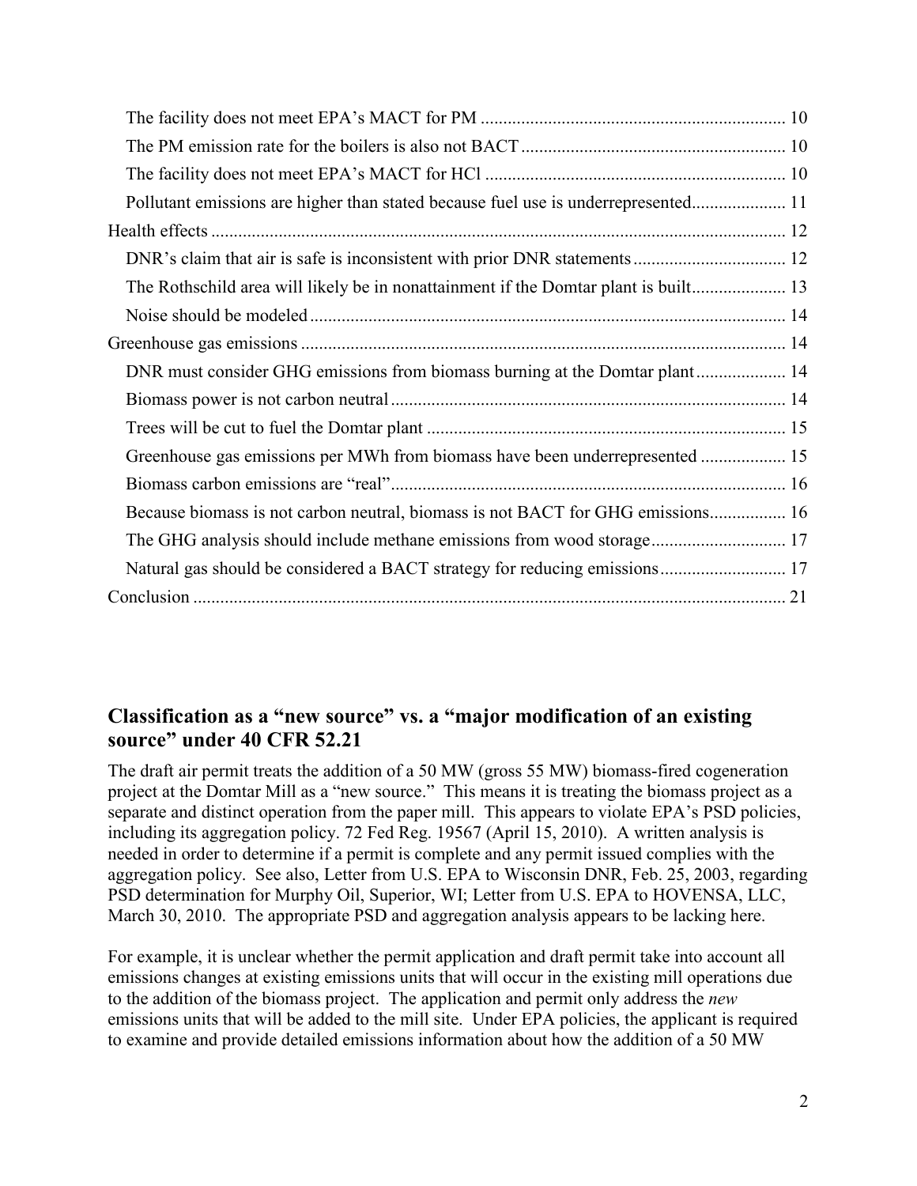The facility does not meet EPA's MACT for PM ... 10
The PM emission rate for the boilers is also not BACT ... 10
The facility does not meet EPA's MACT for HCl ... 10
Pollutant emissions are higher than stated because fuel use is underrepresented ... 11
Health effects ... 12
DNR's claim that air is safe is inconsistent with prior DNR statements ... 12
The Rothschild area will likely be in nonattainment if the Domtar plant is built ... 13
Noise should be modeled ... 14
Greenhouse gas emissions ... 14
DNR must consider GHG emissions from biomass burning at the Domtar plant ... 14
Biomass power is not carbon neutral ... 14
Trees will be cut to fuel the Domtar plant ... 15
Greenhouse gas emissions per MWh from biomass have been underrepresented ... 15
Biomass carbon emissions are "real" ... 16
Because biomass is not carbon neutral, biomass is not BACT for GHG emissions ... 16
The GHG analysis should include methane emissions from wood storage ... 17
Natural gas should be considered a BACT strategy for reducing emissions ... 17
Conclusion ... 21

## Classification as a "new source" vs. a "major modification of an existing source" under 40 CFR 52.21

The draft air permit treats the addition of a 50 MW (gross 55 MW) biomass-fired cogeneration project at the Domtar Mill as a "new source." This means it is treating the biomass project as a separate and distinct operation from the paper mill. This appears to violate EPA's PSD policies, including its aggregation policy. 72 Fed Reg. 19567 (April 15, 2010). A written analysis is needed in order to determine if a permit is complete and any permit issued complies with the aggregation policy. See also, Letter from U.S. EPA to Wisconsin DNR, Feb. 25, 2003, regarding PSD determination for Murphy Oil, Superior, WI; Letter from U.S. EPA to HOVENSA, LLC, March 30, 2010. The appropriate PSD and aggregation analysis appears to be lacking here.

For example, it is unclear whether the permit application and draft permit take into account all emissions changes at existing emissions units that will occur in the existing mill operations due to the addition of the biomass project. The application and permit only address the *new* emissions units that will be added to the mill site. Under EPA policies, the applicant is required to examine and provide detailed emissions information about how the addition of a 50 MW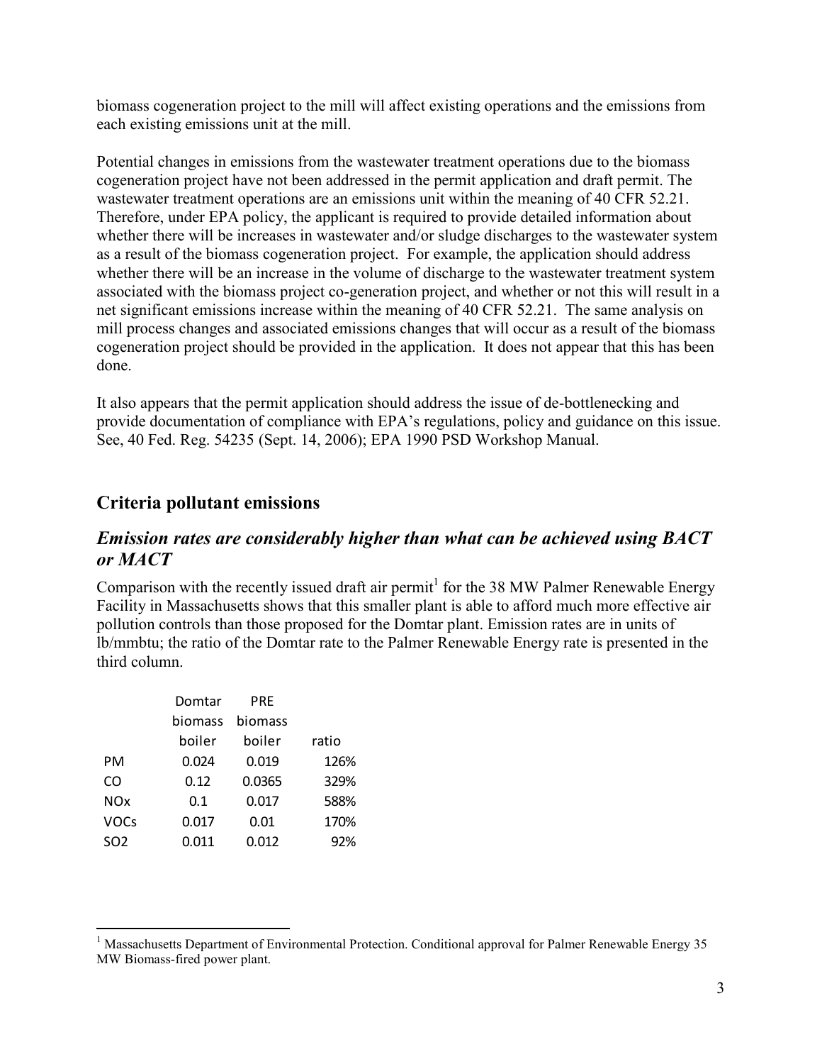biomass cogeneration project to the mill will affect existing operations and the emissions from each existing emissions unit at the mill.

Potential changes in emissions from the wastewater treatment operations due to the biomass cogeneration project have not been addressed in the permit application and draft permit. The wastewater treatment operations are an emissions unit within the meaning of 40 CFR 52.21. Therefore, under EPA policy, the applicant is required to provide detailed information about whether there will be increases in wastewater and/or sludge discharges to the wastewater system as a result of the biomass cogeneration project. For example, the application should address whether there will be an increase in the volume of discharge to the wastewater treatment system associated with the biomass project co-generation project, and whether or not this will result in a net significant emissions increase within the meaning of 40 CFR 52.21. The same analysis on mill process changes and associated emissions changes that will occur as a result of the biomass cogeneration project should be provided in the application. It does not appear that this has been done.

It also appears that the permit application should address the issue of de-bottlenecking and provide documentation of compliance with EPA's regulations, policy and guidance on this issue. See, 40 Fed. Reg. 54235 (Sept. 14, 2006); EPA 1990 PSD Workshop Manual.

## Criteria pollutant emissions

### *Emission rates are considerably higher than what can be achieved using BACT or MACT*

Comparison with the recently issued draft air permit[1] for the 38 MW Palmer Renewable Energy Facility in Massachusetts shows that this smaller plant is able to afford much more effective air pollution controls than those proposed for the Domtar plant. Emission rates are in units of lb/mmbtu; the ratio of the Domtar rate to the Palmer Renewable Energy rate is presented in the third column.

| | Domtar biomass boiler | PRE biomass boiler | ratio |
|---|---|---|---|
| PM | 0.024 | 0.019 | 126% |
| CO | 0.12 | 0.0365 | 329% |
| NOx | 0.1 | 0.017 | 588% |
| VOCs | 0.017 | 0.01 | 170% |
| SO2 | 0.011 | 0.012 | 92% |

[1] Massachusetts Department of Environmental Protection. Conditional approval for Palmer Renewable Energy 35 MW Biomass-fired power plant.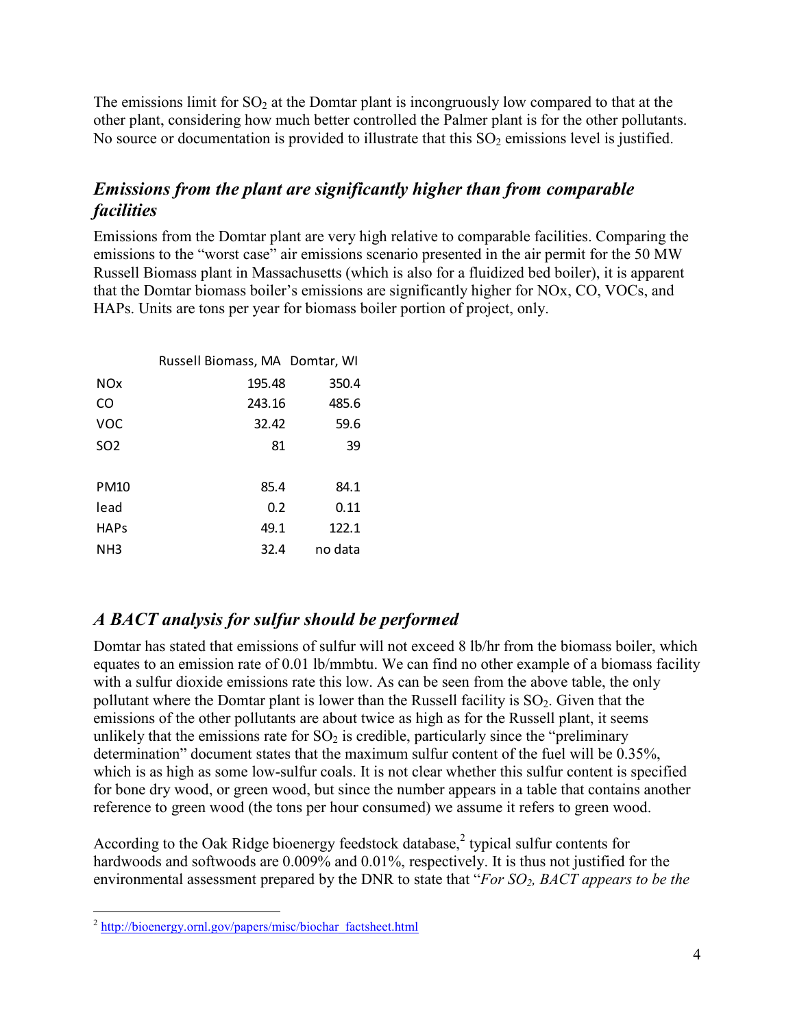The emissions limit for $SO_2$ at the Domtar plant is incongruously low compared to that at the other plant, considering how much better controlled the Palmer plant is for the other pollutants. No source or documentation is provided to illustrate that this $SO_2$ emissions level is justified.

## *Emissions from the plant are significantly higher than from comparable facilities*

Emissions from the Domtar plant are very high relative to comparable facilities. Comparing the emissions to the "worst case" air emissions scenario presented in the air permit for the 50 MW Russell Biomass plant in Massachusetts (which is also for a fluidized bed boiler), it is apparent that the Domtar biomass boiler's emissions are significantly higher for NOx, CO, VOCs, and HAPs. Units are tons per year for biomass boiler portion of project, only.

| | Russell Biomass, MA | Domtar, WI |
|---|---|---|
| NOx | 195.48 | 350.4 |
| CO | 243.16 | 485.6 |
| VOC | 32.42 | 59.6 |
| SO2 | 81 | 39 |
| | | |
| PM10 | 85.4 | 84.1 |
| lead | 0.2 | 0.11 |
| HAPs | 49.1 | 122.1 |
| NH3 | 32.4 | no data |

## *A BACT analysis for sulfur should be performed*

Domtar has stated that emissions of sulfur will not exceed 8 lb/hr from the biomass boiler, which equates to an emission rate of 0.01 lb/mmbtu. We can find no other example of a biomass facility with a sulfur dioxide emissions rate this low. As can be seen from the above table, the only pollutant where the Domtar plant is lower than the Russell facility is $SO_2$. Given that the emissions of the other pollutants are about twice as high as for the Russell plant, it seems unlikely that the emissions rate for $SO_2$ is credible, particularly since the "preliminary determination" document states that the maximum sulfur content of the fuel will be 0.35%, which is as high as some low-sulfur coals. It is not clear whether this sulfur content is specified for bone dry wood, or green wood, but since the number appears in a table that contains another reference to green wood (the tons per hour consumed) we assume it refers to green wood.

According to the Oak Ridge bioenergy feedstock database,[2] typical sulfur contents for hardwoods and softwoods are 0.009% and 0.01%, respectively. It is thus not justified for the environmental assessment prepared by the DNR to state that "*For $SO_2$, BACT appears to be the*

---

[2] http://bioenergy.ornl.gov/papers/misc/biochar_factsheet.html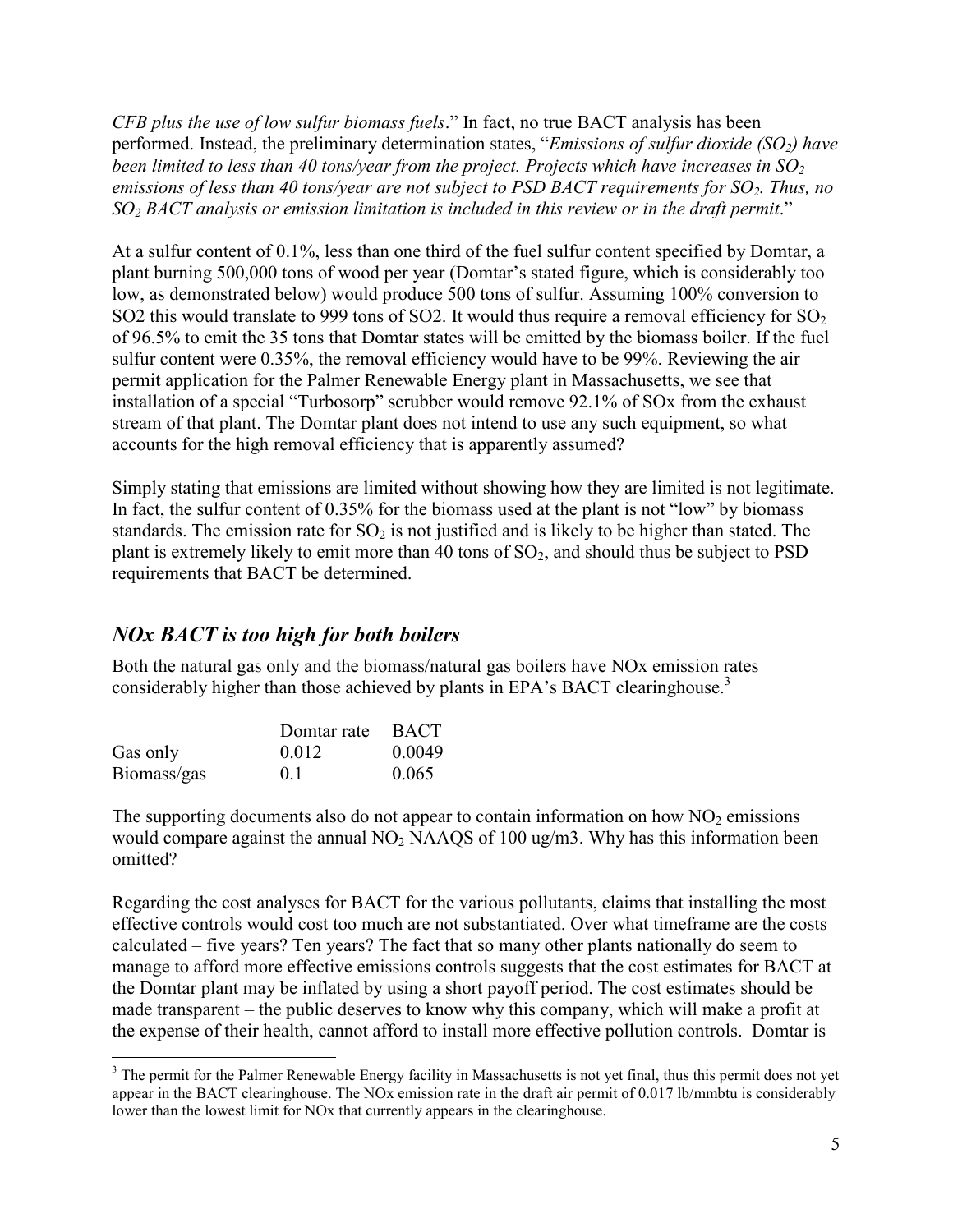*CFB plus the use of low sulfur biomass fuels*." In fact, no true BACT analysis has been performed. Instead, the preliminary determination states, "*Emissions of sulfur dioxide ($SO_2$) have been limited to less than 40 tons/year from the project. Projects which have increases in $SO_2$ emissions of less than 40 tons/year are not subject to PSD BACT requirements for $SO_2$. Thus, no $SO_2$ BACT analysis or emission limitation is included in this review or in the draft permit*."

At a sulfur content of 0.1%, <u>less than one third of the fuel sulfur content specified by Domtar</u>, a plant burning 500,000 tons of wood per year (Domtar's stated figure, which is considerably too low, as demonstrated below) would produce 500 tons of sulfur. Assuming 100% conversion to SO2 this would translate to 999 tons of SO2. It would thus require a removal efficiency for $SO_2$ of 96.5% to emit the 35 tons that Domtar states will be emitted by the biomass boiler. If the fuel sulfur content were 0.35%, the removal efficiency would have to be 99%. Reviewing the air permit application for the Palmer Renewable Energy plant in Massachusetts, we see that installation of a special "Turbosorp" scrubber would remove 92.1% of SOx from the exhaust stream of that plant. The Domtar plant does not intend to use any such equipment, so what accounts for the high removal efficiency that is apparently assumed?

Simply stating that emissions are limited without showing how they are limited is not legitimate. In fact, the sulfur content of 0.35% for the biomass used at the plant is not "low" by biomass standards. The emission rate for $SO_2$ is not justified and is likely to be higher than stated. The plant is extremely likely to emit more than 40 tons of $SO_2$, and should thus be subject to PSD requirements that BACT be determined.

## *NOx BACT is too high for both boilers*

Both the natural gas only and the biomass/natural gas boilers have NOx emission rates considerably higher than those achieved by plants in EPA's BACT clearinghouse.[3]

| | Domtar rate | BACT |
|---|---|---|
| Gas only | 0.012 | 0.0049 |
| Biomass/gas | 0.1 | 0.065 |

The supporting documents also do not appear to contain information on how $NO_2$ emissions would compare against the annual $NO_2$ NAAQS of 100 ug/m3. Why has this information been omitted?

Regarding the cost analyses for BACT for the various pollutants, claims that installing the most effective controls would cost too much are not substantiated. Over what timeframe are the costs calculated – five years? Ten years? The fact that so many other plants nationally do seem to manage to afford more effective emissions controls suggests that the cost estimates for BACT at the Domtar plant may be inflated by using a short payoff period. The cost estimates should be made transparent – the public deserves to know why this company, which will make a profit at the expense of their health, cannot afford to install more effective pollution controls. Domtar is

[3] The permit for the Palmer Renewable Energy facility in Massachusetts is not yet final, thus this permit does not yet appear in the BACT clearinghouse. The NOx emission rate in the draft air permit of 0.017 lb/mmbtu is considerably lower than the lowest limit for NOx that currently appears in the clearinghouse.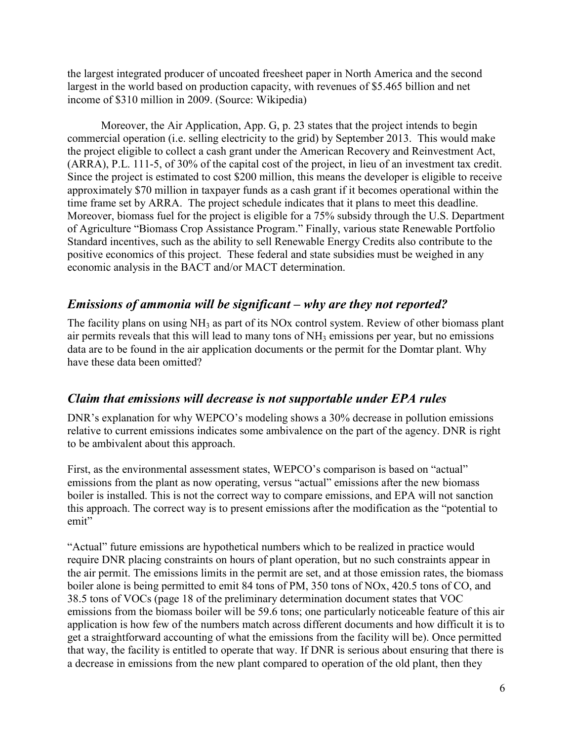the largest integrated producer of uncoated freesheet paper in North America and the second largest in the world based on production capacity, with revenues of $5.465 billion and net income of $310 million in 2009. (Source: Wikipedia)

Moreover, the Air Application, App. G, p. 23 states that the project intends to begin commercial operation (i.e. selling electricity to the grid) by September 2013. This would make the project eligible to collect a cash grant under the American Recovery and Reinvestment Act, (ARRA), P.L. 111-5, of 30% of the capital cost of the project, in lieu of an investment tax credit. Since the project is estimated to cost $200 million, this means the developer is eligible to receive approximately $70 million in taxpayer funds as a cash grant if it becomes operational within the time frame set by ARRA. The project schedule indicates that it plans to meet this deadline. Moreover, biomass fuel for the project is eligible for a 75% subsidy through the U.S. Department of Agriculture "Biomass Crop Assistance Program." Finally, various state Renewable Portfolio Standard incentives, such as the ability to sell Renewable Energy Credits also contribute to the positive economics of this project. These federal and state subsidies must be weighed in any economic analysis in the BACT and/or MACT determination.

## *Emissions of ammonia will be significant – why are they not reported?*

The facility plans on using $NH_3$ as part of its NOx control system. Review of other biomass plant air permits reveals that this will lead to many tons of $NH_3$ emissions per year, but no emissions data are to be found in the air application documents or the permit for the Domtar plant. Why have these data been omitted?

## *Claim that emissions will decrease is not supportable under EPA rules*

DNR's explanation for why WEPCO's modeling shows a 30% decrease in pollution emissions relative to current emissions indicates some ambivalence on the part of the agency. DNR is right to be ambivalent about this approach.

First, as the environmental assessment states, WEPCO's comparison is based on "actual" emissions from the plant as now operating, versus "actual" emissions after the new biomass boiler is installed. This is not the correct way to compare emissions, and EPA will not sanction this approach. The correct way is to present emissions after the modification as the "potential to emit"

"Actual" future emissions are hypothetical numbers which to be realized in practice would require DNR placing constraints on hours of plant operation, but no such constraints appear in the air permit. The emissions limits in the permit are set, and at those emission rates, the biomass boiler alone is being permitted to emit 84 tons of PM, 350 tons of NOx, 420.5 tons of CO, and 38.5 tons of VOCs (page 18 of the preliminary determination document states that VOC emissions from the biomass boiler will be 59.6 tons; one particularly noticeable feature of this air application is how few of the numbers match across different documents and how difficult it is to get a straightforward accounting of what the emissions from the facility will be). Once permitted that way, the facility is entitled to operate that way. If DNR is serious about ensuring that there is a decrease in emissions from the new plant compared to operation of the old plant, then they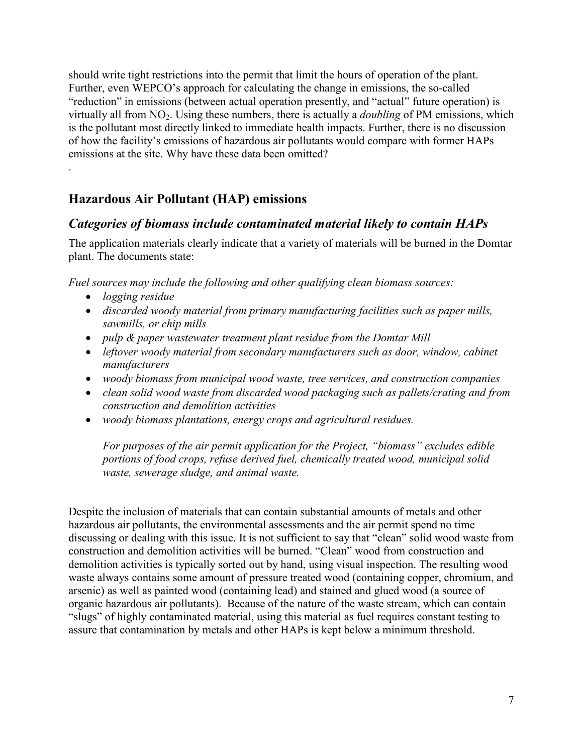should write tight restrictions into the permit that limit the hours of operation of the plant. Further, even WEPCO's approach for calculating the change in emissions, the so-called "reduction" in emissions (between actual operation presently, and "actual" future operation) is virtually all from $NO_2$. Using these numbers, there is actually a *doubling* of PM emissions, which is the pollutant most directly linked to immediate health impacts. Further, there is no discussion of how the facility's emissions of hazardous air pollutants would compare with former HAPs emissions at the site. Why have these data been omitted?

.

## Hazardous Air Pollutant (HAP) emissions

### *Categories of biomass include contaminated material likely to contain HAPs*

The application materials clearly indicate that a variety of materials will be burned in the Domtar plant. The documents state:

*Fuel sources may include the following and other qualifying clean biomass sources:*

- *logging residue*
- *discarded woody material from primary manufacturing facilities such as paper mills, sawmills, or chip mills*
- *pulp & paper wastewater treatment plant residue from the Domtar Mill*
- *leftover woody material from secondary manufacturers such as door, window, cabinet manufacturers*
- *woody biomass from municipal wood waste, tree services, and construction companies*
- *clean solid wood waste from discarded wood packaging such as pallets/crating and from construction and demolition activities*
- *woody biomass plantations, energy crops and agricultural residues.*

*For purposes of the air permit application for the Project, "biomass" excludes edible portions of food crops, refuse derived fuel, chemically treated wood, municipal solid waste, sewerage sludge, and animal waste.*

Despite the inclusion of materials that can contain substantial amounts of metals and other hazardous air pollutants, the environmental assessments and the air permit spend no time discussing or dealing with this issue. It is not sufficient to say that "clean" solid wood waste from construction and demolition activities will be burned. "Clean" wood from construction and demolition activities is typically sorted out by hand, using visual inspection. The resulting wood waste always contains some amount of pressure treated wood (containing copper, chromium, and arsenic) as well as painted wood (containing lead) and stained and glued wood (a source of organic hazardous air pollutants). Because of the nature of the waste stream, which can contain "slugs" of highly contaminated material, using this material as fuel requires constant testing to assure that contamination by metals and other HAPs is kept below a minimum threshold.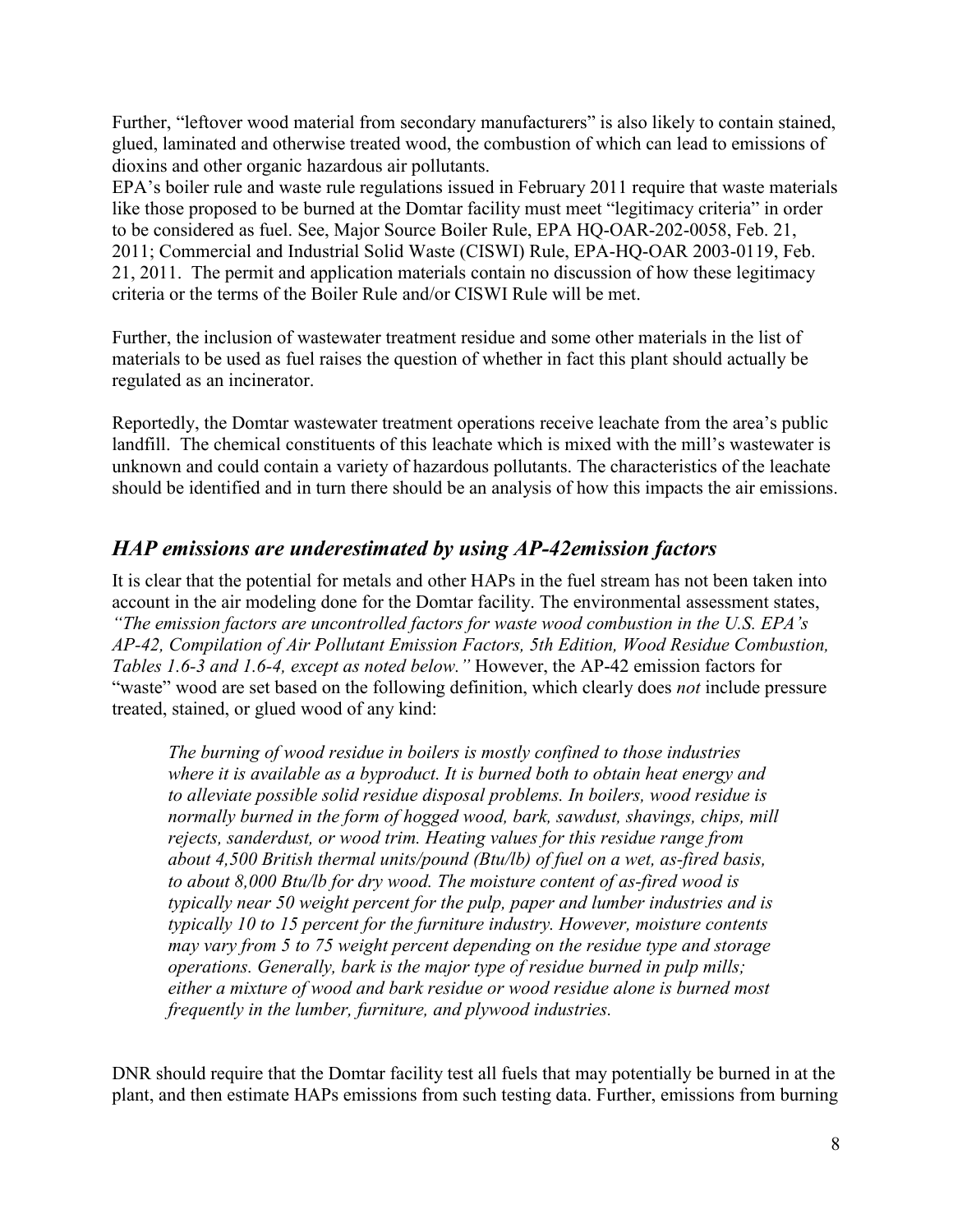Further, "leftover wood material from secondary manufacturers" is also likely to contain stained, glued, laminated and otherwise treated wood, the combustion of which can lead to emissions of dioxins and other organic hazardous air pollutants.

EPA's boiler rule and waste rule regulations issued in February 2011 require that waste materials like those proposed to be burned at the Domtar facility must meet "legitimacy criteria" in order to be considered as fuel. See, Major Source Boiler Rule, EPA HQ-OAR-202-0058, Feb. 21, 2011; Commercial and Industrial Solid Waste (CISWI) Rule, EPA-HQ-OAR 2003-0119, Feb. 21, 2011. The permit and application materials contain no discussion of how these legitimacy criteria or the terms of the Boiler Rule and/or CISWI Rule will be met.

Further, the inclusion of wastewater treatment residue and some other materials in the list of materials to be used as fuel raises the question of whether in fact this plant should actually be regulated as an incinerator.

Reportedly, the Domtar wastewater treatment operations receive leachate from the area's public landfill. The chemical constituents of this leachate which is mixed with the mill's wastewater is unknown and could contain a variety of hazardous pollutants. The characteristics of the leachate should be identified and in turn there should be an analysis of how this impacts the air emissions.

## *HAP emissions are underestimated by using AP-42emission factors*

It is clear that the potential for metals and other HAPs in the fuel stream has not been taken into account in the air modeling done for the Domtar facility. The environmental assessment states, *"The emission factors are uncontrolled factors for waste wood combustion in the U.S. EPA's AP-42, Compilation of Air Pollutant Emission Factors, 5th Edition, Wood Residue Combustion, Tables 1.6-3 and 1.6-4, except as noted below."* However, the AP-42 emission factors for "waste" wood are set based on the following definition, which clearly does *not* include pressure treated, stained, or glued wood of any kind:

> *The burning of wood residue in boilers is mostly confined to those industries where it is available as a byproduct. It is burned both to obtain heat energy and to alleviate possible solid residue disposal problems. In boilers, wood residue is normally burned in the form of hogged wood, bark, sawdust, shavings, chips, mill rejects, sanderdust, or wood trim. Heating values for this residue range from about 4,500 British thermal units/pound (Btu/lb) of fuel on a wet, as-fired basis, to about 8,000 Btu/lb for dry wood. The moisture content of as-fired wood is typically near 50 weight percent for the pulp, paper and lumber industries and is typically 10 to 15 percent for the furniture industry. However, moisture contents may vary from 5 to 75 weight percent depending on the residue type and storage operations. Generally, bark is the major type of residue burned in pulp mills; either a mixture of wood and bark residue or wood residue alone is burned most frequently in the lumber, furniture, and plywood industries.*

DNR should require that the Domtar facility test all fuels that may potentially be burned in at the plant, and then estimate HAPs emissions from such testing data. Further, emissions from burning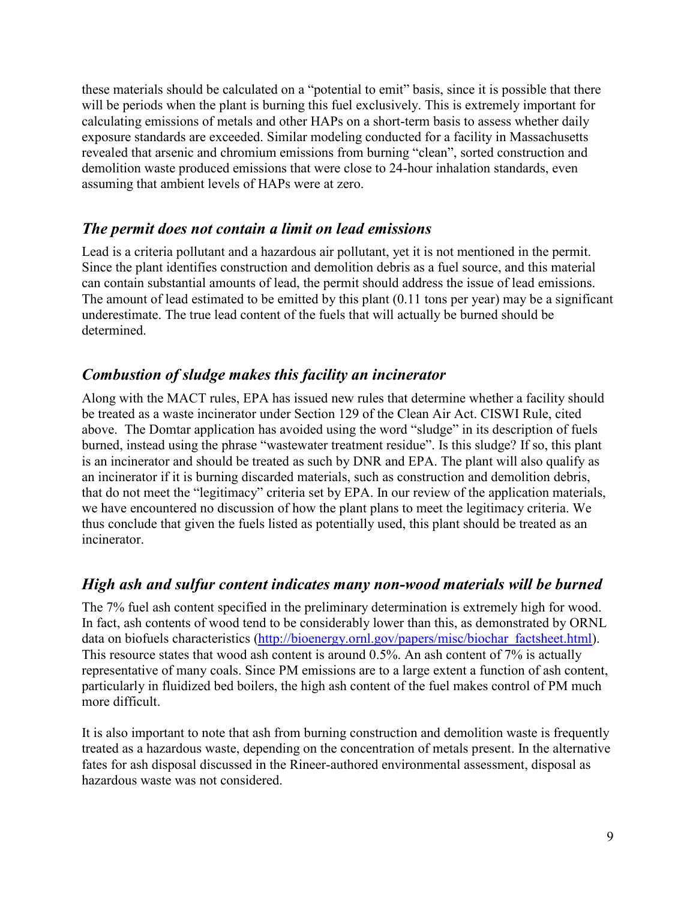these materials should be calculated on a "potential to emit" basis, since it is possible that there will be periods when the plant is burning this fuel exclusively. This is extremely important for calculating emissions of metals and other HAPs on a short-term basis to assess whether daily exposure standards are exceeded. Similar modeling conducted for a facility in Massachusetts revealed that arsenic and chromium emissions from burning "clean", sorted construction and demolition waste produced emissions that were close to 24-hour inhalation standards, even assuming that ambient levels of HAPs were at zero.

## *The permit does not contain a limit on lead emissions*

Lead is a criteria pollutant and a hazardous air pollutant, yet it is not mentioned in the permit. Since the plant identifies construction and demolition debris as a fuel source, and this material can contain substantial amounts of lead, the permit should address the issue of lead emissions. The amount of lead estimated to be emitted by this plant (0.11 tons per year) may be a significant underestimate. The true lead content of the fuels that will actually be burned should be determined.

## *Combustion of sludge makes this facility an incinerator*

Along with the MACT rules, EPA has issued new rules that determine whether a facility should be treated as a waste incinerator under Section 129 of the Clean Air Act. CISWI Rule, cited above. The Domtar application has avoided using the word "sludge" in its description of fuels burned, instead using the phrase "wastewater treatment residue". Is this sludge? If so, this plant is an incinerator and should be treated as such by DNR and EPA. The plant will also qualify as an incinerator if it is burning discarded materials, such as construction and demolition debris, that do not meet the "legitimacy" criteria set by EPA. In our review of the application materials, we have encountered no discussion of how the plant plans to meet the legitimacy criteria. We thus conclude that given the fuels listed as potentially used, this plant should be treated as an incinerator.

## *High ash and sulfur content indicates many non-wood materials will be burned*

The 7% fuel ash content specified in the preliminary determination is extremely high for wood. In fact, ash contents of wood tend to be considerably lower than this, as demonstrated by ORNL data on biofuels characteristics (http://bioenergy.ornl.gov/papers/misc/biochar_factsheet.html). This resource states that wood ash content is around 0.5%. An ash content of 7% is actually representative of many coals. Since PM emissions are to a large extent a function of ash content, particularly in fluidized bed boilers, the high ash content of the fuel makes control of PM much more difficult.

It is also important to note that ash from burning construction and demolition waste is frequently treated as a hazardous waste, depending on the concentration of metals present. In the alternative fates for ash disposal discussed in the Rineer-authored environmental assessment, disposal as hazardous waste was not considered.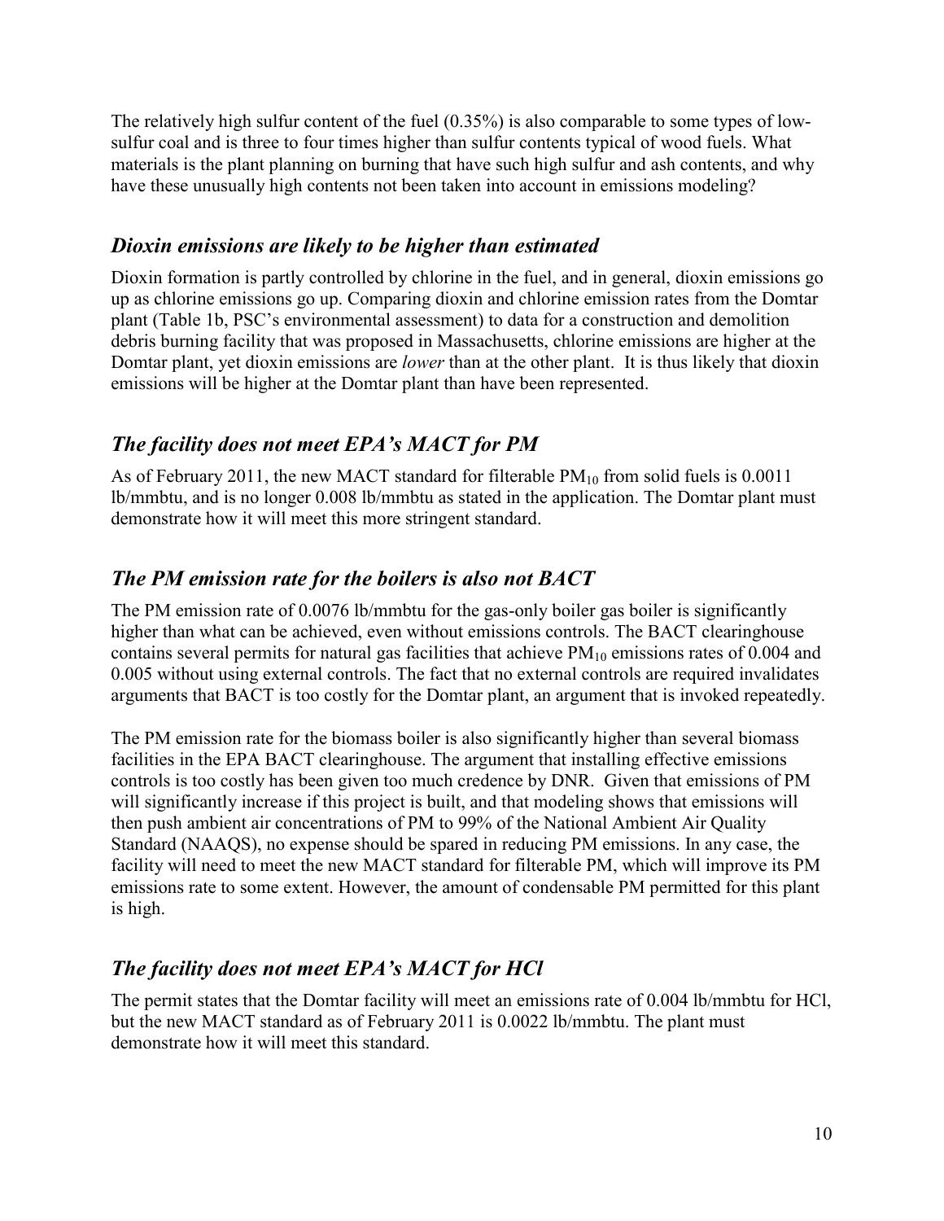The relatively high sulfur content of the fuel (0.35%) is also comparable to some types of low-sulfur coal and is three to four times higher than sulfur contents typical of wood fuels. What materials is the plant planning on burning that have such high sulfur and ash contents, and why have these unusually high contents not been taken into account in emissions modeling?

## *Dioxin emissions are likely to be higher than estimated*

Dioxin formation is partly controlled by chlorine in the fuel, and in general, dioxin emissions go up as chlorine emissions go up. Comparing dioxin and chlorine emission rates from the Domtar plant (Table 1b, PSC's environmental assessment) to data for a construction and demolition debris burning facility that was proposed in Massachusetts, chlorine emissions are higher at the Domtar plant, yet dioxin emissions are *lower* than at the other plant. It is thus likely that dioxin emissions will be higher at the Domtar plant than have been represented.

## *The facility does not meet EPA's MACT for PM*

As of February 2011, the new MACT standard for filterable $PM_{10}$ from solid fuels is 0.0011 lb/mmbtu, and is no longer 0.008 lb/mmbtu as stated in the application. The Domtar plant must demonstrate how it will meet this more stringent standard.

## *The PM emission rate for the boilers is also not BACT*

The PM emission rate of 0.0076 lb/mmbtu for the gas-only boiler gas boiler is significantly higher than what can be achieved, even without emissions controls. The BACT clearinghouse contains several permits for natural gas facilities that achieve $PM_{10}$ emissions rates of 0.004 and 0.005 without using external controls. The fact that no external controls are required invalidates arguments that BACT is too costly for the Domtar plant, an argument that is invoked repeatedly.

The PM emission rate for the biomass boiler is also significantly higher than several biomass facilities in the EPA BACT clearinghouse. The argument that installing effective emissions controls is too costly has been given too much credence by DNR. Given that emissions of PM will significantly increase if this project is built, and that modeling shows that emissions will then push ambient air concentrations of PM to 99% of the National Ambient Air Quality Standard (NAAQS), no expense should be spared in reducing PM emissions. In any case, the facility will need to meet the new MACT standard for filterable PM, which will improve its PM emissions rate to some extent. However, the amount of condensable PM permitted for this plant is high.

## *The facility does not meet EPA's MACT for HCl*

The permit states that the Domtar facility will meet an emissions rate of 0.004 lb/mmbtu for HCl, but the new MACT standard as of February 2011 is 0.0022 lb/mmbtu. The plant must demonstrate how it will meet this standard.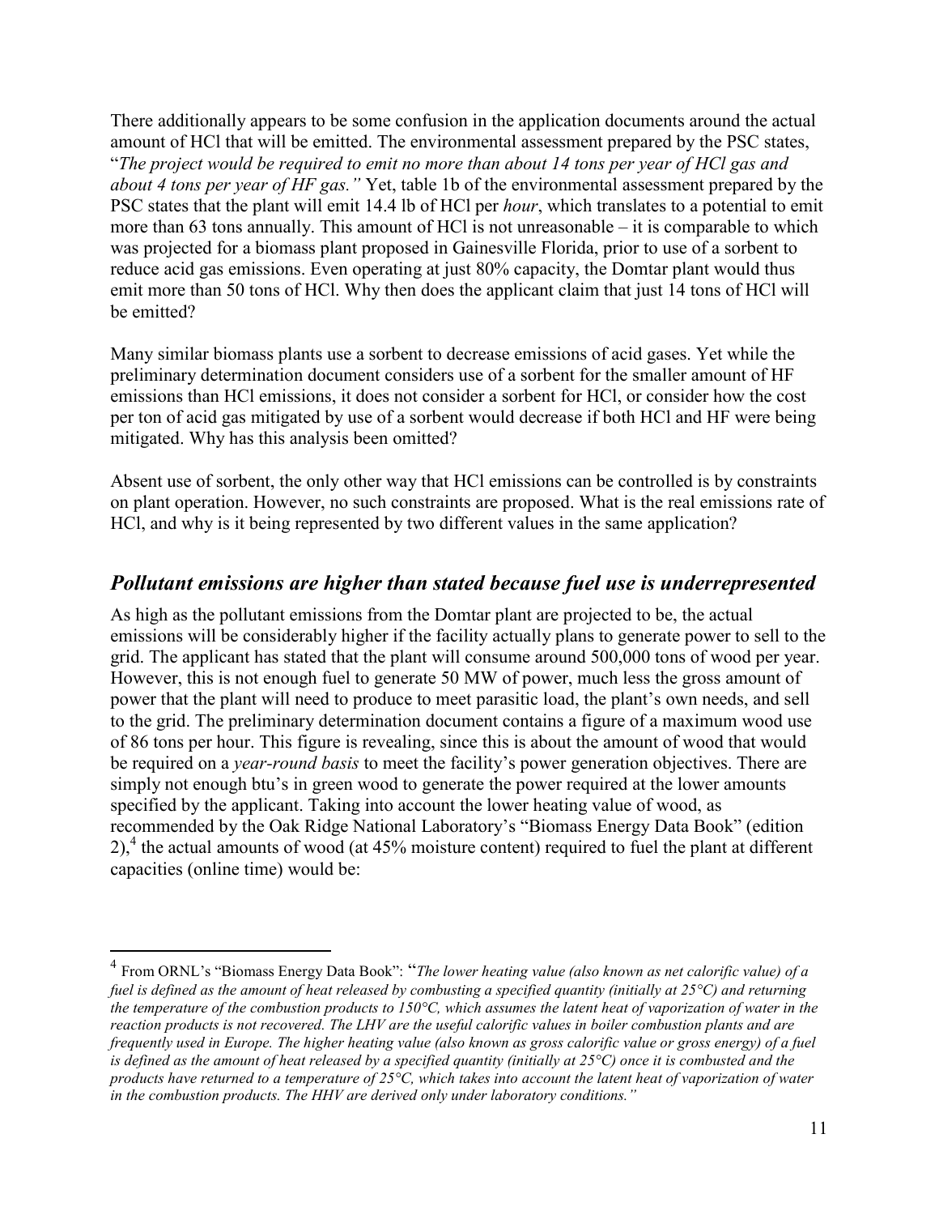There additionally appears to be some confusion in the application documents around the actual amount of HCl that will be emitted. The environmental assessment prepared by the PSC states, "*The project would be required to emit no more than about 14 tons per year of HCl gas and about 4 tons per year of HF gas."* Yet, table 1b of the environmental assessment prepared by the PSC states that the plant will emit 14.4 lb of HCl per *hour*, which translates to a potential to emit more than 63 tons annually. This amount of HCl is not unreasonable – it is comparable to which was projected for a biomass plant proposed in Gainesville Florida, prior to use of a sorbent to reduce acid gas emissions. Even operating at just 80% capacity, the Domtar plant would thus emit more than 50 tons of HCl. Why then does the applicant claim that just 14 tons of HCl will be emitted?

Many similar biomass plants use a sorbent to decrease emissions of acid gases. Yet while the preliminary determination document considers use of a sorbent for the smaller amount of HF emissions than HCl emissions, it does not consider a sorbent for HCl, or consider how the cost per ton of acid gas mitigated by use of a sorbent would decrease if both HCl and HF were being mitigated. Why has this analysis been omitted?

Absent use of sorbent, the only other way that HCl emissions can be controlled is by constraints on plant operation. However, no such constraints are proposed. What is the real emissions rate of HCl, and why is it being represented by two different values in the same application?

## *Pollutant emissions are higher than stated because fuel use is underrepresented*

As high as the pollutant emissions from the Domtar plant are projected to be, the actual emissions will be considerably higher if the facility actually plans to generate power to sell to the grid. The applicant has stated that the plant will consume around 500,000 tons of wood per year. However, this is not enough fuel to generate 50 MW of power, much less the gross amount of power that the plant will need to produce to meet parasitic load, the plant's own needs, and sell to the grid. The preliminary determination document contains a figure of a maximum wood use of 86 tons per hour. This figure is revealing, since this is about the amount of wood that would be required on a *year-round basis* to meet the facility's power generation objectives. There are simply not enough btu's in green wood to generate the power required at the lower amounts specified by the applicant. Taking into account the lower heating value of wood, as recommended by the Oak Ridge National Laboratory's "Biomass Energy Data Book" (edition 2),[4] the actual amounts of wood (at 45% moisture content) required to fuel the plant at different capacities (online time) would be:

---

[4] From ORNL's "Biomass Energy Data Book": "*The lower heating value (also known as net calorific value) of a fuel is defined as the amount of heat released by combusting a specified quantity (initially at 25°C) and returning the temperature of the combustion products to 150°C, which assumes the latent heat of vaporization of water in the reaction products is not recovered. The LHV are the useful calorific values in boiler combustion plants and are frequently used in Europe. The higher heating value (also known as gross calorific value or gross energy) of a fuel is defined as the amount of heat released by a specified quantity (initially at 25°C) once it is combusted and the products have returned to a temperature of 25°C, which takes into account the latent heat of vaporization of water in the combustion products. The HHV are derived only under laboratory conditions."*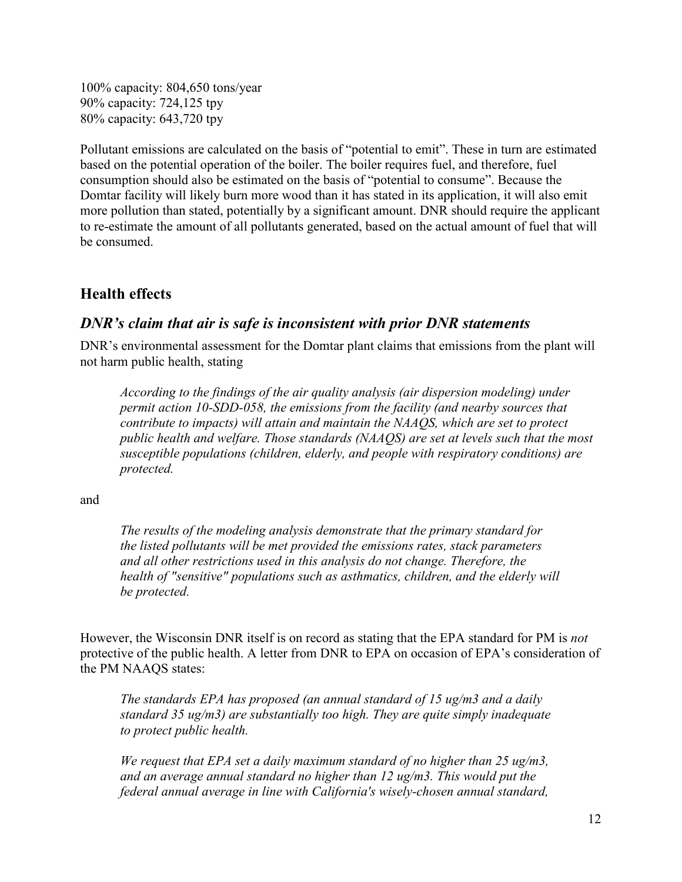100% capacity: 804,650 tons/year
90% capacity: 724,125 tpy
80% capacity: 643,720 tpy

Pollutant emissions are calculated on the basis of "potential to emit". These in turn are estimated based on the potential operation of the boiler. The boiler requires fuel, and therefore, fuel consumption should also be estimated on the basis of "potential to consume". Because the Domtar facility will likely burn more wood than it has stated in its application, it will also emit more pollution than stated, potentially by a significant amount. DNR should require the applicant to re-estimate the amount of all pollutants generated, based on the actual amount of fuel that will be consumed.

## Health effects

### *DNR's claim that air is safe is inconsistent with prior DNR statements*

DNR's environmental assessment for the Domtar plant claims that emissions from the plant will not harm public health, stating

> *According to the findings of the air quality analysis (air dispersion modeling) under permit action 10-SDD-058, the emissions from the facility (and nearby sources that contribute to impacts) will attain and maintain the NAAQS, which are set to protect public health and welfare. Those standards (NAAQS) are set at levels such that the most susceptible populations (children, elderly, and people with respiratory conditions) are protected.*

and

> *The results of the modeling analysis demonstrate that the primary standard for the listed pollutants will be met provided the emissions rates, stack parameters and all other restrictions used in this analysis do not change. Therefore, the health of "sensitive" populations such as asthmatics, children, and the elderly will be protected.*

However, the Wisconsin DNR itself is on record as stating that the EPA standard for PM is *not* protective of the public health. A letter from DNR to EPA on occasion of EPA's consideration of the PM NAAQS states:

> *The standards EPA has proposed (an annual standard of 15 ug/m3 and a daily standard 35 ug/m3) are substantially too high. They are quite simply inadequate to protect public health.*
>
> *We request that EPA set a daily maximum standard of no higher than 25 ug/m3, and an average annual standard no higher than 12 ug/m3. This would put the federal annual average in line with California's wisely-chosen annual standard,*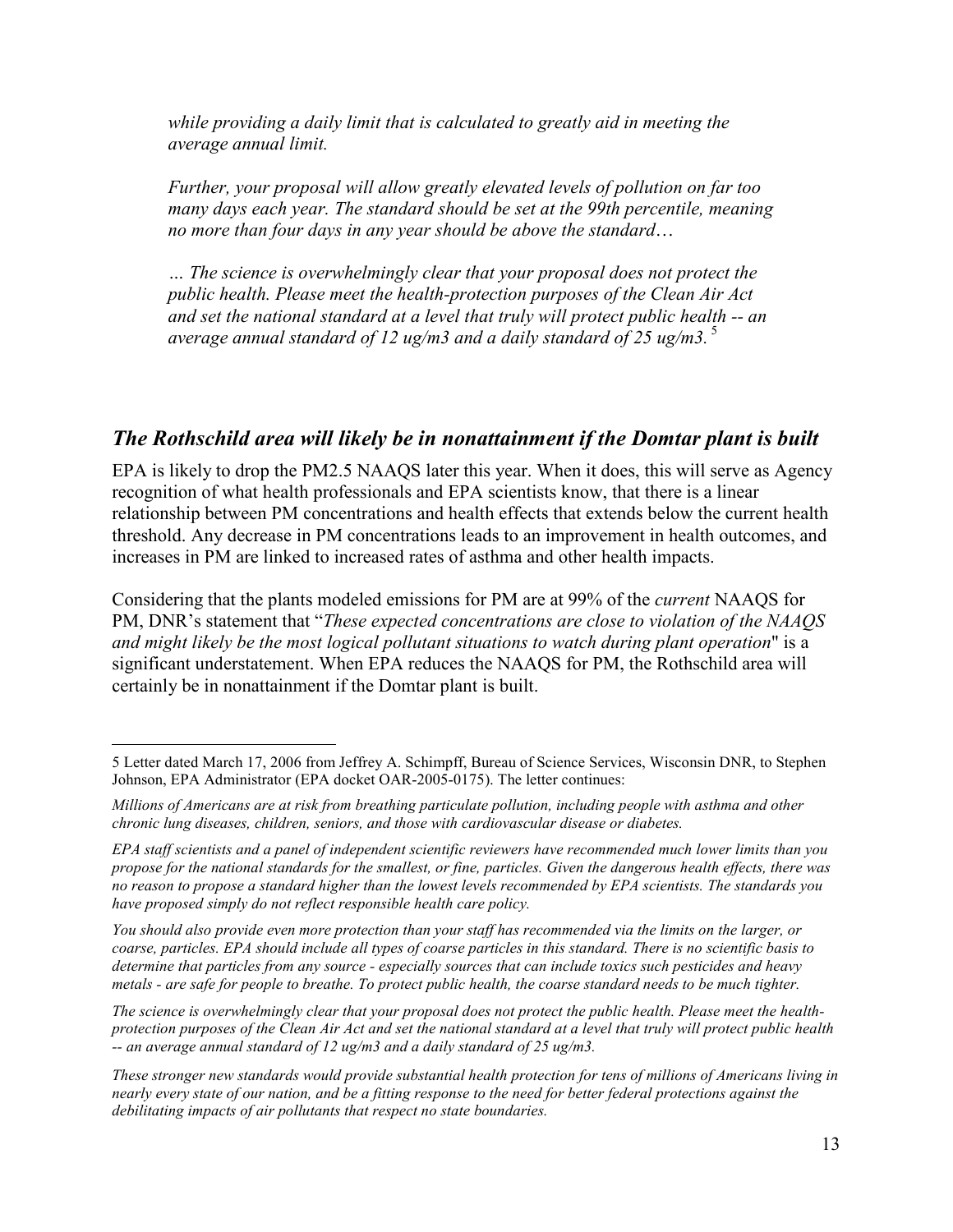*while providing a daily limit that is calculated to greatly aid in meeting the average annual limit.*

*Further, your proposal will allow greatly elevated levels of pollution on far too many days each year. The standard should be set at the 99th percentile, meaning no more than four days in any year should be above the standard…*

*… The science is overwhelmingly clear that your proposal does not protect the public health. Please meet the health-protection purposes of the Clean Air Act and set the national standard at a level that truly will protect public health -- an average annual standard of 12 ug/m3 and a daily standard of 25 ug/m3.* [5]

## *The Rothschild area will likely be in nonattainment if the Domtar plant is built*

EPA is likely to drop the PM2.5 NAAQS later this year. When it does, this will serve as Agency recognition of what health professionals and EPA scientists know, that there is a linear relationship between PM concentrations and health effects that extends below the current health threshold. Any decrease in PM concentrations leads to an improvement in health outcomes, and increases in PM are linked to increased rates of asthma and other health impacts.

Considering that the plants modeled emissions for PM are at 99% of the *current* NAAQS for PM, DNR's statement that "*These expected concentrations are close to violation of the NAAQS and might likely be the most logical pollutant situations to watch during plant operation*" is a significant understatement. When EPA reduces the NAAQS for PM, the Rothschild area will certainly be in nonattainment if the Domtar plant is built.

---

5 Letter dated March 17, 2006 from Jeffrey A. Schimpff, Bureau of Science Services, Wisconsin DNR, to Stephen Johnson, EPA Administrator (EPA docket OAR-2005-0175). The letter continues:

*Millions of Americans are at risk from breathing particulate pollution, including people with asthma and other chronic lung diseases, children, seniors, and those with cardiovascular disease or diabetes.*

*EPA staff scientists and a panel of independent scientific reviewers have recommended much lower limits than you propose for the national standards for the smallest, or fine, particles. Given the dangerous health effects, there was no reason to propose a standard higher than the lowest levels recommended by EPA scientists. The standards you have proposed simply do not reflect responsible health care policy.*

*You should also provide even more protection than your staff has recommended via the limits on the larger, or coarse, particles. EPA should include all types of coarse particles in this standard. There is no scientific basis to determine that particles from any source - especially sources that can include toxics such pesticides and heavy metals - are safe for people to breathe. To protect public health, the coarse standard needs to be much tighter.*

*The science is overwhelmingly clear that your proposal does not protect the public health. Please meet the health-protection purposes of the Clean Air Act and set the national standard at a level that truly will protect public health -- an average annual standard of 12 ug/m3 and a daily standard of 25 ug/m3.*

*These stronger new standards would provide substantial health protection for tens of millions of Americans living in nearly every state of our nation, and be a fitting response to the need for better federal protections against the debilitating impacts of air pollutants that respect no state boundaries.*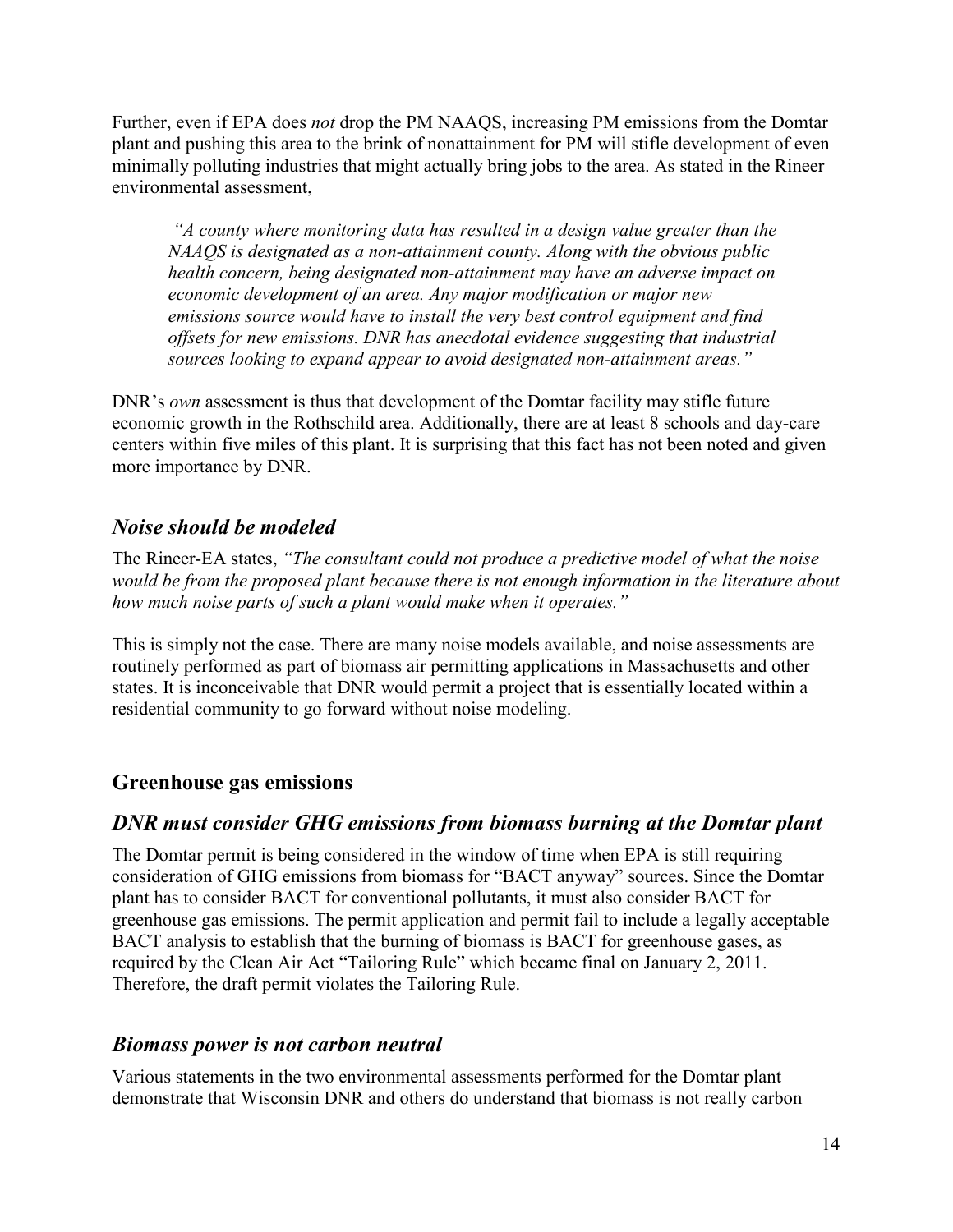Further, even if EPA does *not* drop the PM NAAQS, increasing PM emissions from the Domtar plant and pushing this area to the brink of nonattainment for PM will stifle development of even minimally polluting industries that might actually bring jobs to the area. As stated in the Rineer environmental assessment,

> *"A county where monitoring data has resulted in a design value greater than the NAAQS is designated as a non-attainment county. Along with the obvious public health concern, being designated non-attainment may have an adverse impact on economic development of an area. Any major modification or major new emissions source would have to install the very best control equipment and find offsets for new emissions. DNR has anecdotal evidence suggesting that industrial sources looking to expand appear to avoid designated non-attainment areas."*

DNR's *own* assessment is thus that development of the Domtar facility may stifle future economic growth in the Rothschild area. Additionally, there are at least 8 schools and day-care centers within five miles of this plant. It is surprising that this fact has not been noted and given more importance by DNR.

### *Noise should be modeled*

The Rineer-EA states, *"The consultant could not produce a predictive model of what the noise would be from the proposed plant because there is not enough information in the literature about how much noise parts of such a plant would make when it operates."*

This is simply not the case. There are many noise models available, and noise assessments are routinely performed as part of biomass air permitting applications in Massachusetts and other states. It is inconceivable that DNR would permit a project that is essentially located within a residential community to go forward without noise modeling.

## Greenhouse gas emissions

### *DNR must consider GHG emissions from biomass burning at the Domtar plant*

The Domtar permit is being considered in the window of time when EPA is still requiring consideration of GHG emissions from biomass for "BACT anyway" sources. Since the Domtar plant has to consider BACT for conventional pollutants, it must also consider BACT for greenhouse gas emissions. The permit application and permit fail to include a legally acceptable BACT analysis to establish that the burning of biomass is BACT for greenhouse gases, as required by the Clean Air Act "Tailoring Rule" which became final on January 2, 2011. Therefore, the draft permit violates the Tailoring Rule.

### *Biomass power is not carbon neutral*

Various statements in the two environmental assessments performed for the Domtar plant demonstrate that Wisconsin DNR and others do understand that biomass is not really carbon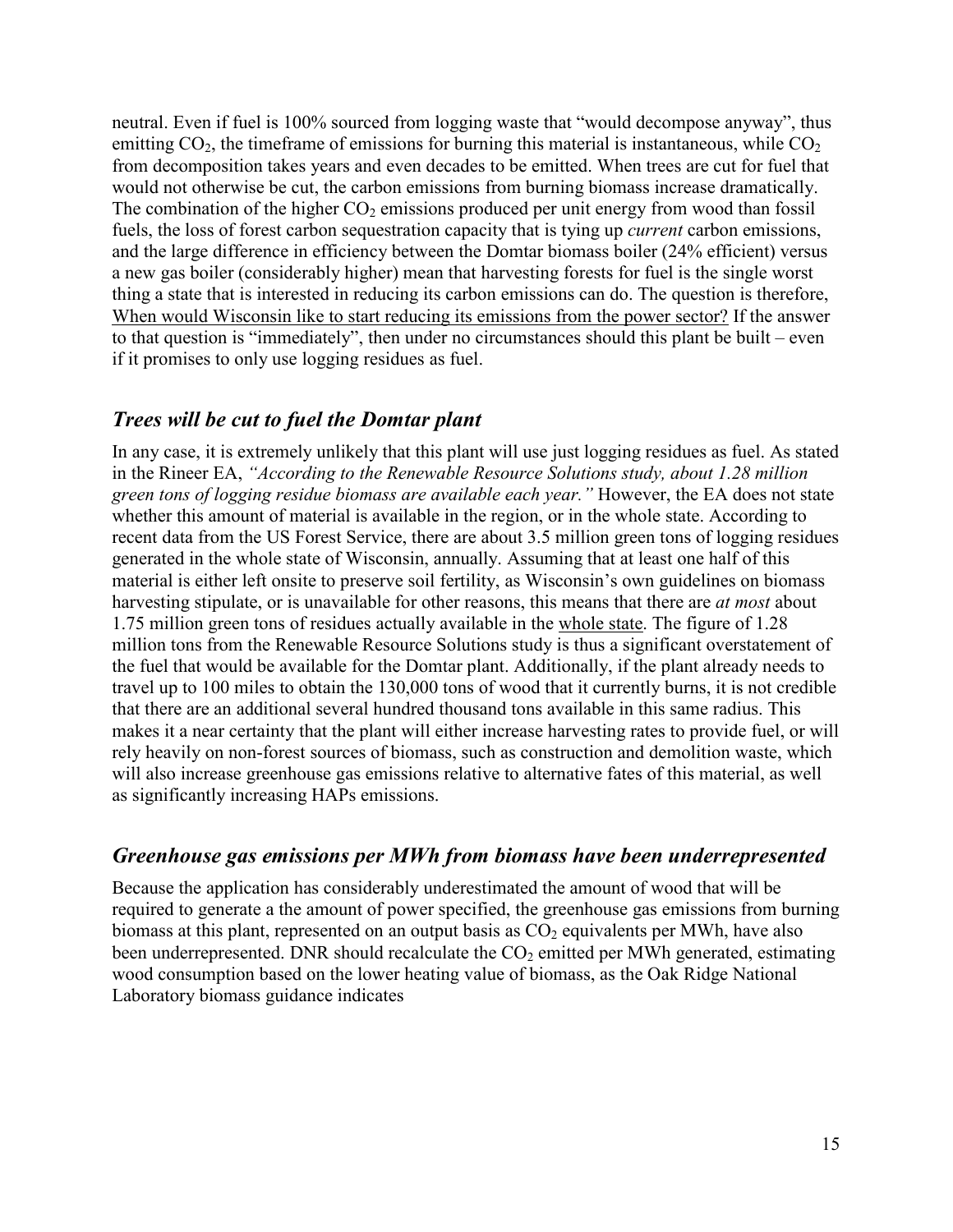neutral. Even if fuel is 100% sourced from logging waste that "would decompose anyway", thus emitting $CO_2$, the timeframe of emissions for burning this material is instantaneous, while $CO_2$ from decomposition takes years and even decades to be emitted. When trees are cut for fuel that would not otherwise be cut, the carbon emissions from burning biomass increase dramatically. The combination of the higher $CO_2$ emissions produced per unit energy from wood than fossil fuels, the loss of forest carbon sequestration capacity that is tying up *current* carbon emissions, and the large difference in efficiency between the Domtar biomass boiler (24% efficient) versus a new gas boiler (considerably higher) mean that harvesting forests for fuel is the single worst thing a state that is interested in reducing its carbon emissions can do. The question is therefore, <u>When would Wisconsin like to start reducing its emissions from the power sector?</u> If the answer to that question is "immediately", then under no circumstances should this plant be built – even if it promises to only use logging residues as fuel.

## *Trees will be cut to fuel the Domtar plant*

In any case, it is extremely unlikely that this plant will use just logging residues as fuel. As stated in the Rineer EA, *"According to the Renewable Resource Solutions study, about 1.28 million green tons of logging residue biomass are available each year."* However, the EA does not state whether this amount of material is available in the region, or in the whole state. According to recent data from the US Forest Service, there are about 3.5 million green tons of logging residues generated in the whole state of Wisconsin, annually. Assuming that at least one half of this material is either left onsite to preserve soil fertility, as Wisconsin's own guidelines on biomass harvesting stipulate, or is unavailable for other reasons, this means that there are *at most* about 1.75 million green tons of residues actually available in the <u>whole state</u>. The figure of 1.28 million tons from the Renewable Resource Solutions study is thus a significant overstatement of the fuel that would be available for the Domtar plant. Additionally, if the plant already needs to travel up to 100 miles to obtain the 130,000 tons of wood that it currently burns, it is not credible that there are an additional several hundred thousand tons available in this same radius. This makes it a near certainty that the plant will either increase harvesting rates to provide fuel, or will rely heavily on non-forest sources of biomass, such as construction and demolition waste, which will also increase greenhouse gas emissions relative to alternative fates of this material, as well as significantly increasing HAPs emissions.

## *Greenhouse gas emissions per MWh from biomass have been underrepresented*

Because the application has considerably underestimated the amount of wood that will be required to generate a the amount of power specified, the greenhouse gas emissions from burning biomass at this plant, represented on an output basis as $CO_2$ equivalents per MWh, have also been underrepresented. DNR should recalculate the $CO_2$ emitted per MWh generated, estimating wood consumption based on the lower heating value of biomass, as the Oak Ridge National Laboratory biomass guidance indicates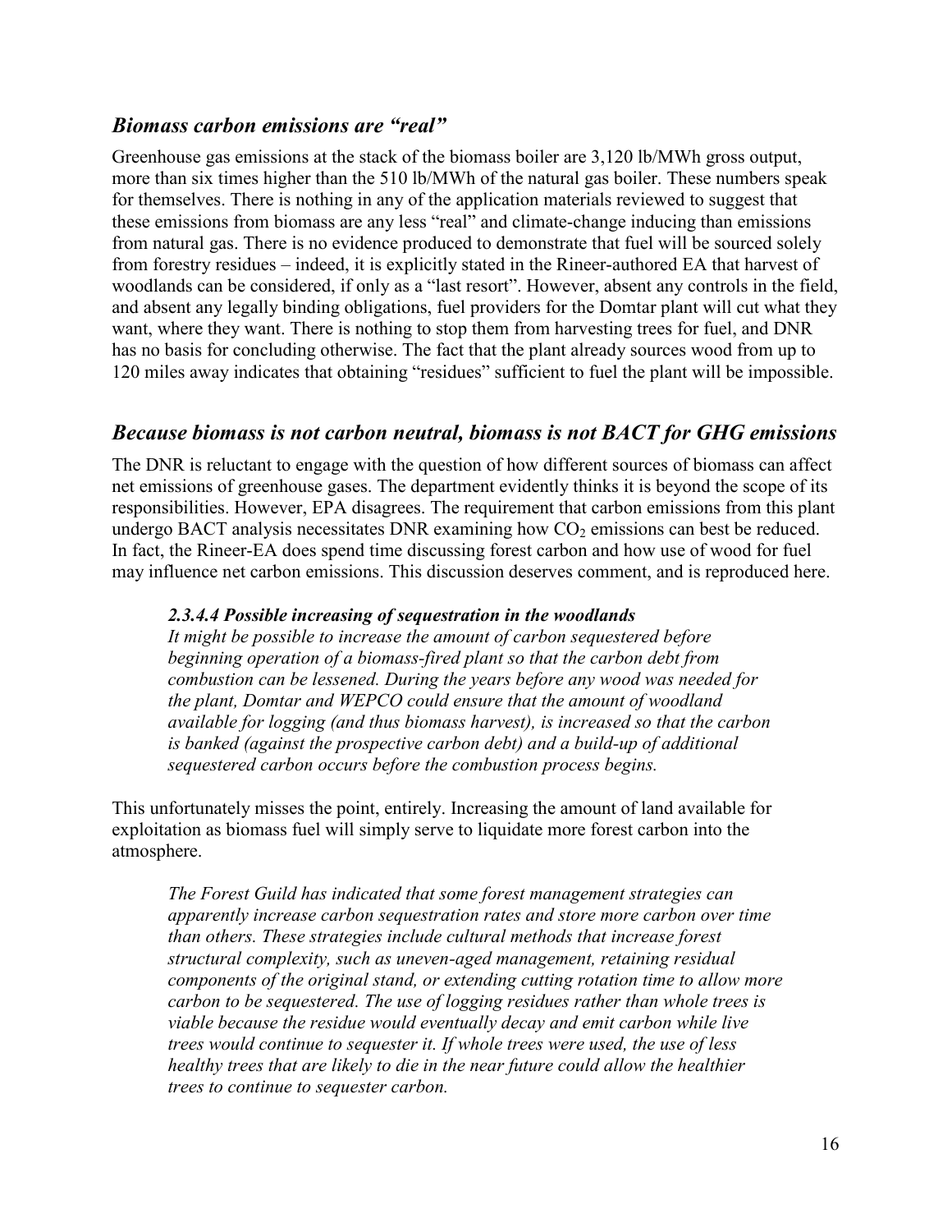## *Biomass carbon emissions are "real"*

Greenhouse gas emissions at the stack of the biomass boiler are 3,120 lb/MWh gross output, more than six times higher than the 510 lb/MWh of the natural gas boiler. These numbers speak for themselves. There is nothing in any of the application materials reviewed to suggest that these emissions from biomass are any less "real" and climate-change inducing than emissions from natural gas. There is no evidence produced to demonstrate that fuel will be sourced solely from forestry residues – indeed, it is explicitly stated in the Rineer-authored EA that harvest of woodlands can be considered, if only as a "last resort". However, absent any controls in the field, and absent any legally binding obligations, fuel providers for the Domtar plant will cut what they want, where they want. There is nothing to stop them from harvesting trees for fuel, and DNR has no basis for concluding otherwise. The fact that the plant already sources wood from up to 120 miles away indicates that obtaining "residues" sufficient to fuel the plant will be impossible.

## *Because biomass is not carbon neutral, biomass is not BACT for GHG emissions*

The DNR is reluctant to engage with the question of how different sources of biomass can affect net emissions of greenhouse gases. The department evidently thinks it is beyond the scope of its responsibilities. However, EPA disagrees. The requirement that carbon emissions from this plant undergo BACT analysis necessitates DNR examining how $CO_2$ emissions can best be reduced. In fact, the Rineer-EA does spend time discussing forest carbon and how use of wood for fuel may influence net carbon emissions. This discussion deserves comment, and is reproduced here.

> ***2.3.4.4 Possible increasing of sequestration in the woodlands***
> *It might be possible to increase the amount of carbon sequestered before beginning operation of a biomass-fired plant so that the carbon debt from combustion can be lessened. During the years before any wood was needed for the plant, Domtar and WEPCO could ensure that the amount of woodland available for logging (and thus biomass harvest), is increased so that the carbon is banked (against the prospective carbon debt) and a build-up of additional sequestered carbon occurs before the combustion process begins.*

This unfortunately misses the point, entirely. Increasing the amount of land available for exploitation as biomass fuel will simply serve to liquidate more forest carbon into the atmosphere.

> *The Forest Guild has indicated that some forest management strategies can apparently increase carbon sequestration rates and store more carbon over time than others. These strategies include cultural methods that increase forest structural complexity, such as uneven-aged management, retaining residual components of the original stand, or extending cutting rotation time to allow more carbon to be sequestered. The use of logging residues rather than whole trees is viable because the residue would eventually decay and emit carbon while live trees would continue to sequester it. If whole trees were used, the use of less healthy trees that are likely to die in the near future could allow the healthier trees to continue to sequester carbon.*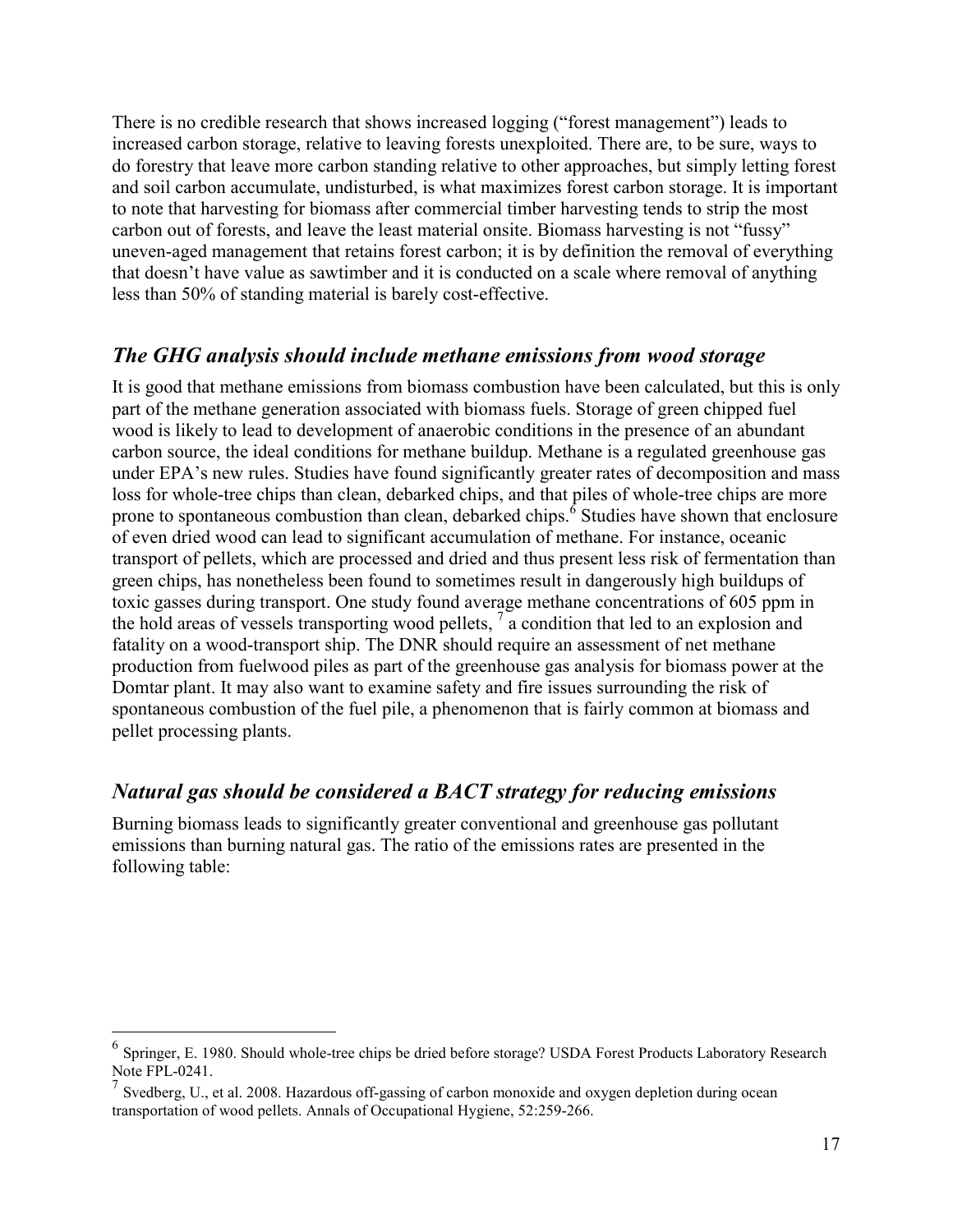There is no credible research that shows increased logging ("forest management") leads to increased carbon storage, relative to leaving forests unexploited. There are, to be sure, ways to do forestry that leave more carbon standing relative to other approaches, but simply letting forest and soil carbon accumulate, undisturbed, is what maximizes forest carbon storage. It is important to note that harvesting for biomass after commercial timber harvesting tends to strip the most carbon out of forests, and leave the least material onsite. Biomass harvesting is not "fussy" uneven-aged management that retains forest carbon; it is by definition the removal of everything that doesn't have value as sawtimber and it is conducted on a scale where removal of anything less than 50% of standing material is barely cost-effective.

## *The GHG analysis should include methane emissions from wood storage*

It is good that methane emissions from biomass combustion have been calculated, but this is only part of the methane generation associated with biomass fuels. Storage of green chipped fuel wood is likely to lead to development of anaerobic conditions in the presence of an abundant carbon source, the ideal conditions for methane buildup. Methane is a regulated greenhouse gas under EPA's new rules. Studies have found significantly greater rates of decomposition and mass loss for whole-tree chips than clean, debarked chips, and that piles of whole-tree chips are more prone to spontaneous combustion than clean, debarked chips.[6] Studies have shown that enclosure of even dried wood can lead to significant accumulation of methane. For instance, oceanic transport of pellets, which are processed and dried and thus present less risk of fermentation than green chips, has nonetheless been found to sometimes result in dangerously high buildups of toxic gasses during transport. One study found average methane concentrations of 605 ppm in the hold areas of vessels transporting wood pellets, [7] a condition that led to an explosion and fatality on a wood-transport ship. The DNR should require an assessment of net methane production from fuelwood piles as part of the greenhouse gas analysis for biomass power at the Domtar plant. It may also want to examine safety and fire issues surrounding the risk of spontaneous combustion of the fuel pile, a phenomenon that is fairly common at biomass and pellet processing plants.

## *Natural gas should be considered a BACT strategy for reducing emissions*

Burning biomass leads to significantly greater conventional and greenhouse gas pollutant emissions than burning natural gas. The ratio of the emissions rates are presented in the following table:

---

[6] Springer, E. 1980. Should whole-tree chips be dried before storage? USDA Forest Products Laboratory Research Note FPL-0241.

[7] Svedberg, U., et al. 2008. Hazardous off-gassing of carbon monoxide and oxygen depletion during ocean transportation of wood pellets. Annals of Occupational Hygiene, 52:259-266.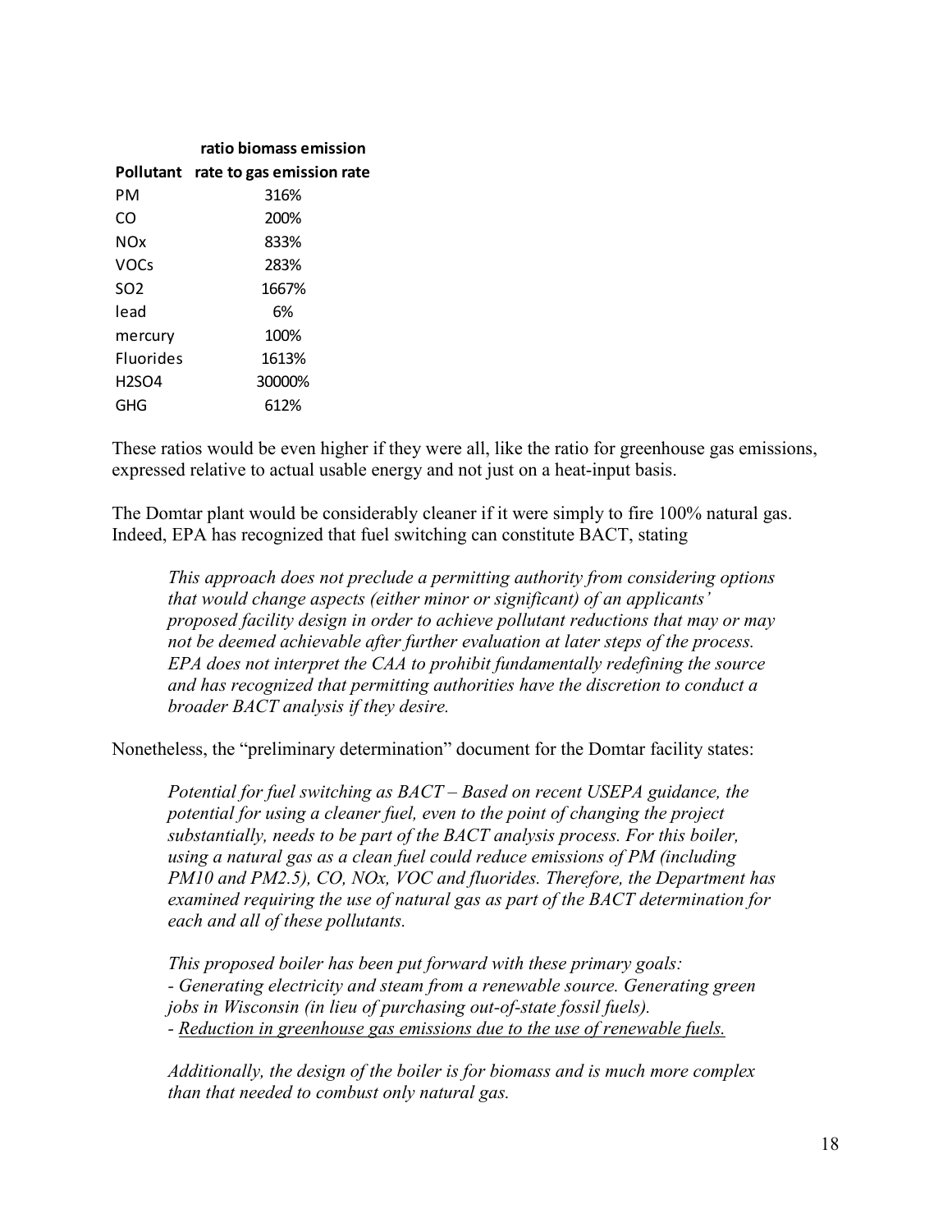| Pollutant | ratio biomass emission rate to gas emission rate |
|---|---|
| PM | 316% |
| CO | 200% |
| NOx | 833% |
| VOCs | 283% |
| $SO_2$ | 1667% |
| lead | 6% |
| mercury | 100% |
| Fluorides | 1613% |
| $H_2SO_4$ | 30000% |
| GHG | 612% |

These ratios would be even higher if they were all, like the ratio for greenhouse gas emissions, expressed relative to actual usable energy and not just on a heat-input basis.

The Domtar plant would be considerably cleaner if it were simply to fire 100% natural gas. Indeed, EPA has recognized that fuel switching can constitute BACT, stating

> *This approach does not preclude a permitting authority from considering options that would change aspects (either minor or significant) of an applicants' proposed facility design in order to achieve pollutant reductions that may or may not be deemed achievable after further evaluation at later steps of the process. EPA does not interpret the CAA to prohibit fundamentally redefining the source and has recognized that permitting authorities have the discretion to conduct a broader BACT analysis if they desire.*

Nonetheless, the "preliminary determination" document for the Domtar facility states:

> *Potential for fuel switching as BACT – Based on recent USEPA guidance, the potential for using a cleaner fuel, even to the point of changing the project substantially, needs to be part of the BACT analysis process. For this boiler, using a natural gas as a clean fuel could reduce emissions of PM (including PM10 and PM2.5), CO, NOx, VOC and fluorides. Therefore, the Department has examined requiring the use of natural gas as part of the BACT determination for each and all of these pollutants.*
>
> *This proposed boiler has been put forward with these primary goals:*
> *- Generating electricity and steam from a renewable source. Generating green jobs in Wisconsin (in lieu of purchasing out-of-state fossil fuels).*
> *- <u>Reduction in greenhouse gas emissions due to the use of renewable fuels.</u>*
>
> *Additionally, the design of the boiler is for biomass and is much more complex than that needed to combust only natural gas.*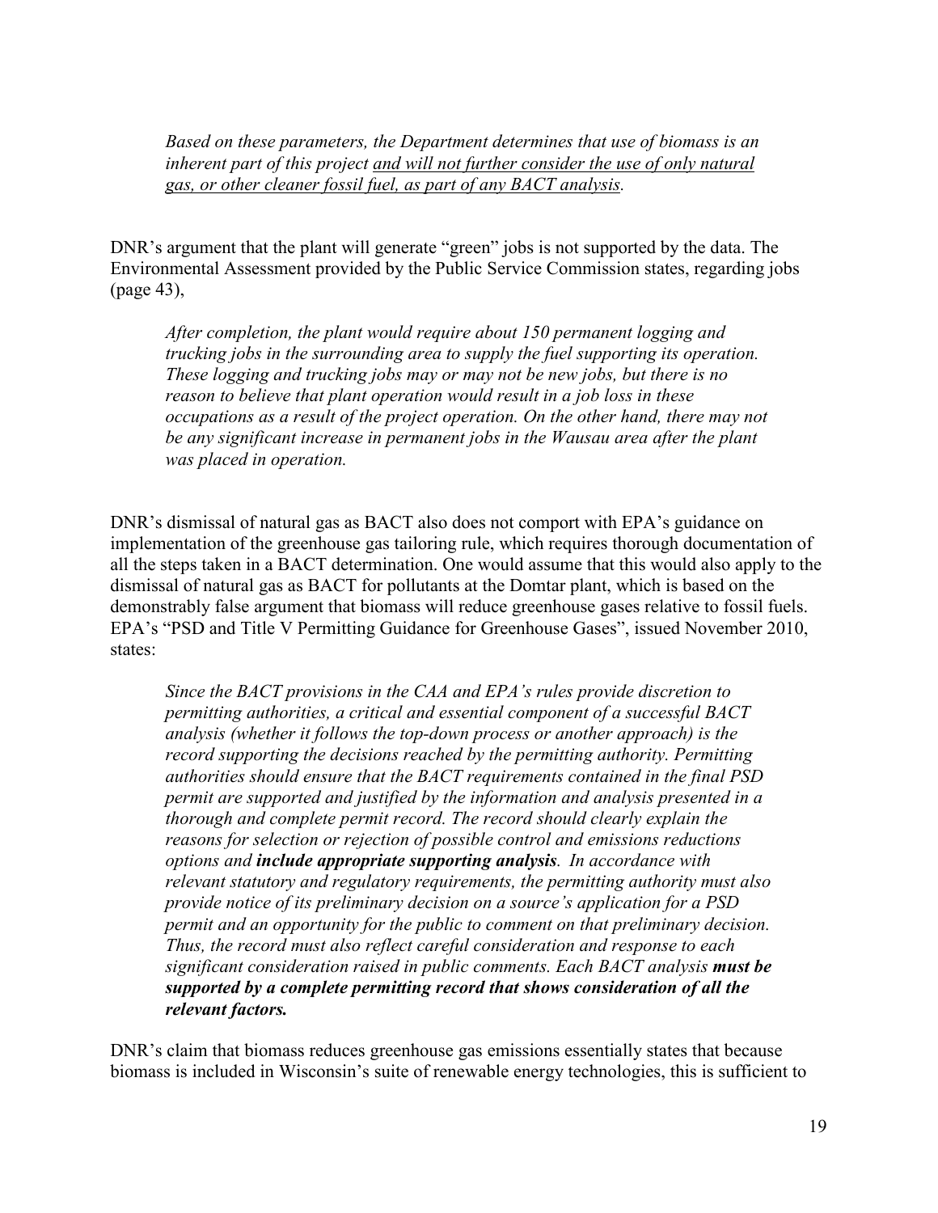> *Based on these parameters, the Department determines that use of biomass is an inherent part of this project <u>and will not further consider the use of only natural gas, or other cleaner fossil fuel, as part of any BACT analysis</u>.*

DNR's argument that the plant will generate "green" jobs is not supported by the data. The Environmental Assessment provided by the Public Service Commission states, regarding jobs (page 43),

> *After completion, the plant would require about 150 permanent logging and trucking jobs in the surrounding area to supply the fuel supporting its operation. These logging and trucking jobs may or may not be new jobs, but there is no reason to believe that plant operation would result in a job loss in these occupations as a result of the project operation. On the other hand, there may not be any significant increase in permanent jobs in the Wausau area after the plant was placed in operation.*

DNR's dismissal of natural gas as BACT also does not comport with EPA's guidance on implementation of the greenhouse gas tailoring rule, which requires thorough documentation of all the steps taken in a BACT determination. One would assume that this would also apply to the dismissal of natural gas as BACT for pollutants at the Domtar plant, which is based on the demonstrably false argument that biomass will reduce greenhouse gases relative to fossil fuels. EPA's "PSD and Title V Permitting Guidance for Greenhouse Gases", issued November 2010, states:

> *Since the BACT provisions in the CAA and EPA's rules provide discretion to permitting authorities, a critical and essential component of a successful BACT analysis (whether it follows the top-down process or another approach) is the record supporting the decisions reached by the permitting authority. Permitting authorities should ensure that the BACT requirements contained in the final PSD permit are supported and justified by the information and analysis presented in a thorough and complete permit record. The record should clearly explain the reasons for selection or rejection of possible control and emissions reductions options and **include appropriate supporting analysis**. In accordance with relevant statutory and regulatory requirements, the permitting authority must also provide notice of its preliminary decision on a source's application for a PSD permit and an opportunity for the public to comment on that preliminary decision. Thus, the record must also reflect careful consideration and response to each significant consideration raised in public comments. Each BACT analysis **must be supported by a complete permitting record that shows consideration of all the relevant factors.***

DNR's claim that biomass reduces greenhouse gas emissions essentially states that because biomass is included in Wisconsin's suite of renewable energy technologies, this is sufficient to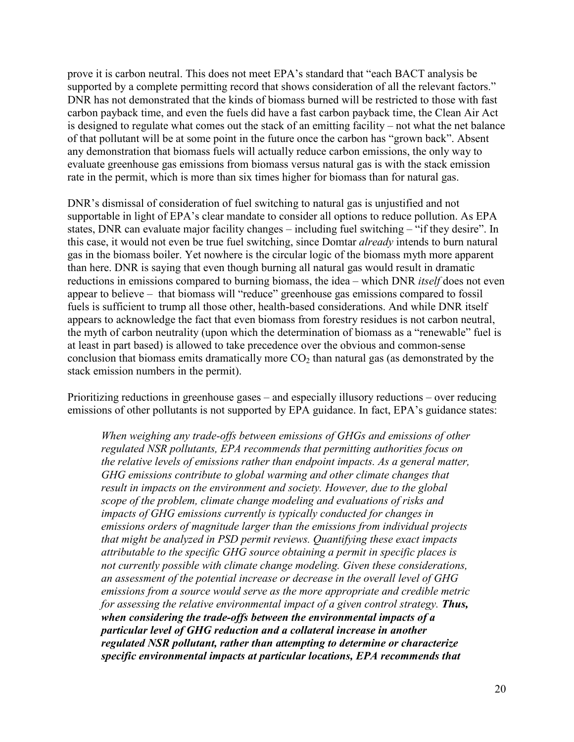prove it is carbon neutral. This does not meet EPA's standard that "each BACT analysis be supported by a complete permitting record that shows consideration of all the relevant factors." DNR has not demonstrated that the kinds of biomass burned will be restricted to those with fast carbon payback time, and even the fuels did have a fast carbon payback time, the Clean Air Act is designed to regulate what comes out the stack of an emitting facility – not what the net balance of that pollutant will be at some point in the future once the carbon has "grown back". Absent any demonstration that biomass fuels will actually reduce carbon emissions, the only way to evaluate greenhouse gas emissions from biomass versus natural gas is with the stack emission rate in the permit, which is more than six times higher for biomass than for natural gas.

DNR's dismissal of consideration of fuel switching to natural gas is unjustified and not supportable in light of EPA's clear mandate to consider all options to reduce pollution. As EPA states, DNR can evaluate major facility changes – including fuel switching – "if they desire". In this case, it would not even be true fuel switching, since Domtar *already* intends to burn natural gas in the biomass boiler. Yet nowhere is the circular logic of the biomass myth more apparent than here. DNR is saying that even though burning all natural gas would result in dramatic reductions in emissions compared to burning biomass, the idea – which DNR *itself* does not even appear to believe – that biomass will "reduce" greenhouse gas emissions compared to fossil fuels is sufficient to trump all those other, health-based considerations. And while DNR itself appears to acknowledge the fact that even biomass from forestry residues is not carbon neutral, the myth of carbon neutrality (upon which the determination of biomass as a "renewable" fuel is at least in part based) is allowed to take precedence over the obvious and common-sense conclusion that biomass emits dramatically more $CO_2$ than natural gas (as demonstrated by the stack emission numbers in the permit).

Prioritizing reductions in greenhouse gases – and especially illusory reductions – over reducing emissions of other pollutants is not supported by EPA guidance. In fact, EPA's guidance states:

> *When weighing any trade-offs between emissions of GHGs and emissions of other regulated NSR pollutants, EPA recommends that permitting authorities focus on the relative levels of emissions rather than endpoint impacts. As a general matter, GHG emissions contribute to global warming and other climate changes that result in impacts on the environment and society. However, due to the global scope of the problem, climate change modeling and evaluations of risks and impacts of GHG emissions currently is typically conducted for changes in emissions orders of magnitude larger than the emissions from individual projects that might be analyzed in PSD permit reviews. Quantifying these exact impacts attributable to the specific GHG source obtaining a permit in specific places is not currently possible with climate change modeling. Given these considerations, an assessment of the potential increase or decrease in the overall level of GHG emissions from a source would serve as the more appropriate and credible metric for assessing the relative environmental impact of a given control strategy.* ***Thus, when considering the trade-offs between the environmental impacts of a particular level of GHG reduction and a collateral increase in another regulated NSR pollutant, rather than attempting to determine or characterize specific environmental impacts at particular locations, EPA recommends that***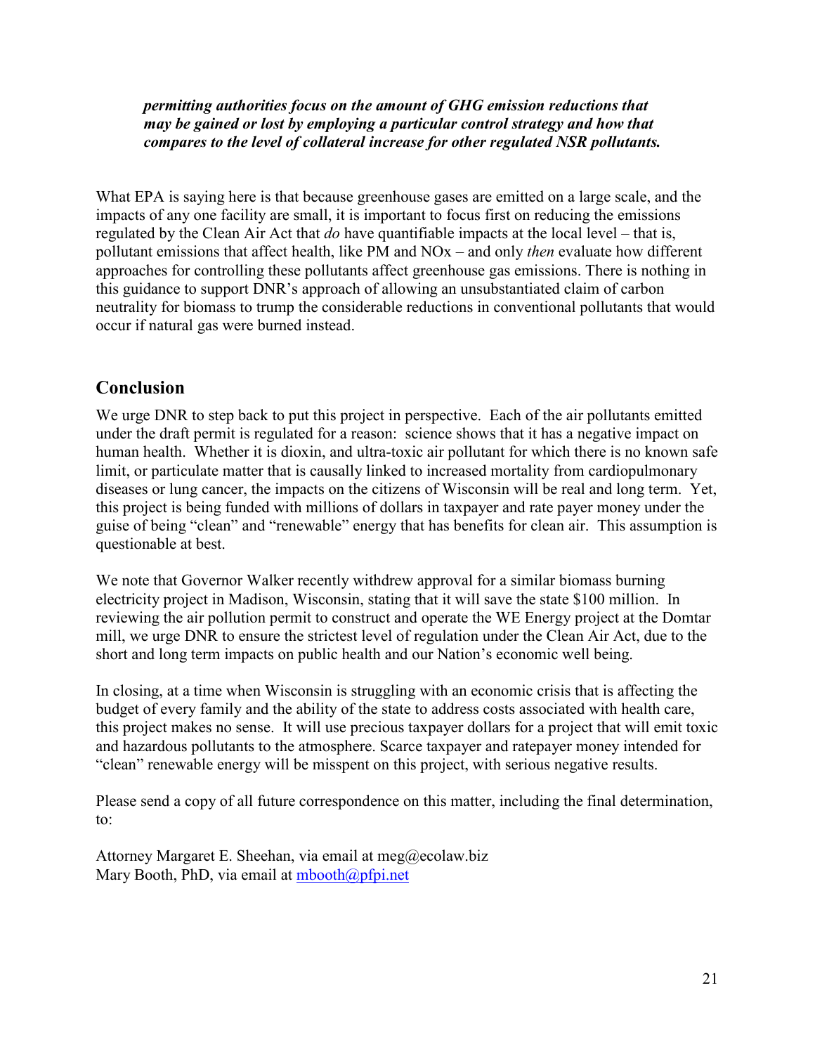***permitting authorities focus on the amount of GHG emission reductions that may be gained or lost by employing a particular control strategy and how that compares to the level of collateral increase for other regulated NSR pollutants.***

What EPA is saying here is that because greenhouse gases are emitted on a large scale, and the impacts of any one facility are small, it is important to focus first on reducing the emissions regulated by the Clean Air Act that *do* have quantifiable impacts at the local level – that is, pollutant emissions that affect health, like PM and NOx – and only *then* evaluate how different approaches for controlling these pollutants affect greenhouse gas emissions. There is nothing in this guidance to support DNR's approach of allowing an unsubstantiated claim of carbon neutrality for biomass to trump the considerable reductions in conventional pollutants that would occur if natural gas were burned instead.

## Conclusion

We urge DNR to step back to put this project in perspective. Each of the air pollutants emitted under the draft permit is regulated for a reason: science shows that it has a negative impact on human health. Whether it is dioxin, and ultra-toxic air pollutant for which there is no known safe limit, or particulate matter that is causally linked to increased mortality from cardiopulmonary diseases or lung cancer, the impacts on the citizens of Wisconsin will be real and long term. Yet, this project is being funded with millions of dollars in taxpayer and rate payer money under the guise of being "clean" and "renewable" energy that has benefits for clean air. This assumption is questionable at best.

We note that Governor Walker recently withdrew approval for a similar biomass burning electricity project in Madison, Wisconsin, stating that it will save the state $100 million. In reviewing the air pollution permit to construct and operate the WE Energy project at the Domtar mill, we urge DNR to ensure the strictest level of regulation under the Clean Air Act, due to the short and long term impacts on public health and our Nation's economic well being.

In closing, at a time when Wisconsin is struggling with an economic crisis that is affecting the budget of every family and the ability of the state to address costs associated with health care, this project makes no sense. It will use precious taxpayer dollars for a project that will emit toxic and hazardous pollutants to the atmosphere. Scarce taxpayer and ratepayer money intended for "clean" renewable energy will be misspent on this project, with serious negative results.

Please send a copy of all future correspondence on this matter, including the final determination, to:

Attorney Margaret E. Sheehan, via email at meg@ecolaw.biz
Mary Booth, PhD, via email at mbooth@pfpi.net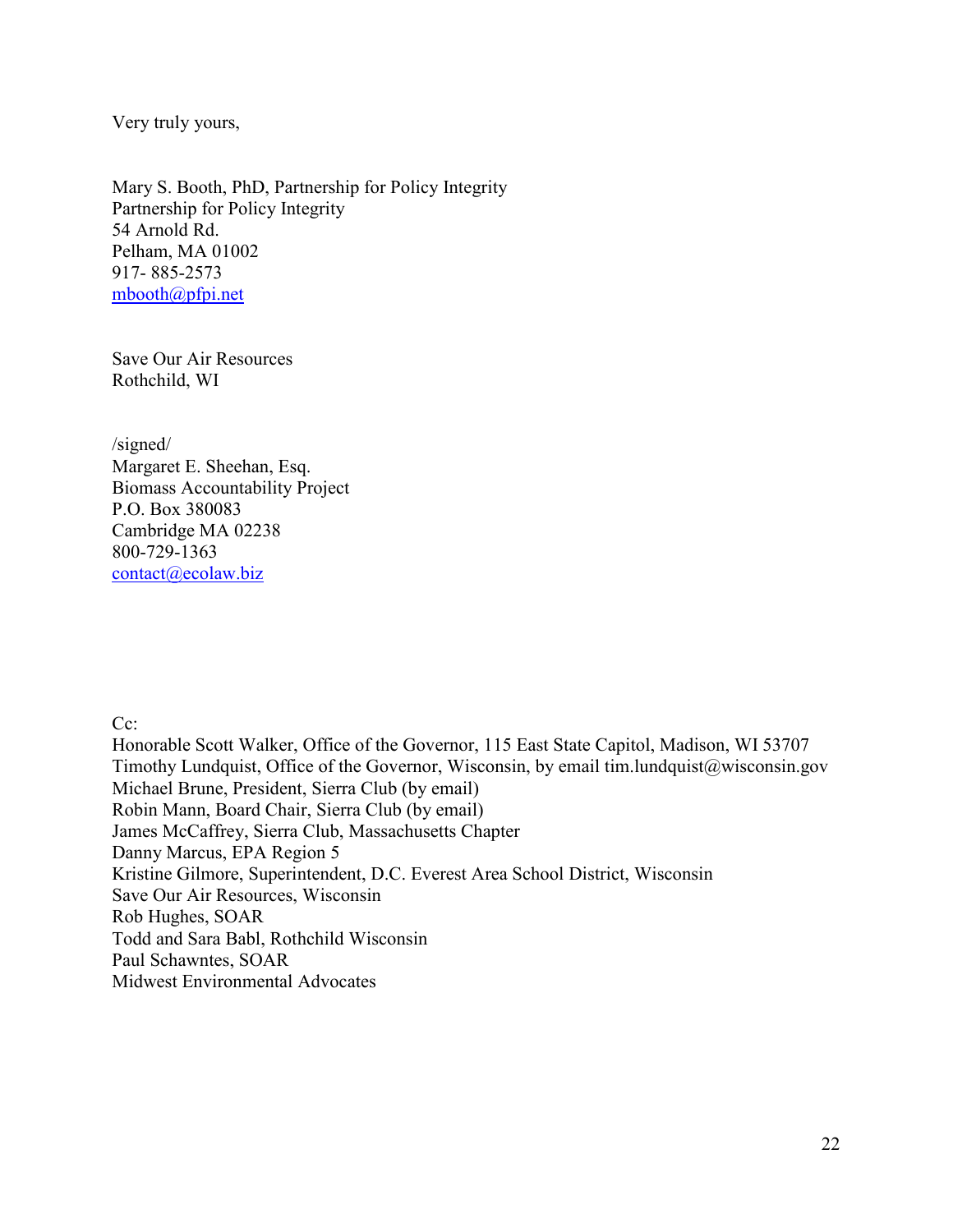Very truly yours,

Mary S. Booth, PhD, Partnership for Policy Integrity
Partnership for Policy Integrity
54 Arnold Rd.
Pelham, MA 01002
917- 885-2573
mbooth@pfpi.net

Save Our Air Resources
Rothchild, WI

/signed/
Margaret E. Sheehan, Esq.
Biomass Accountability Project
P.O. Box 380083
Cambridge MA 02238
800-729-1363
contact@ecolaw.biz

Cc:
Honorable Scott Walker, Office of the Governor, 115 East State Capitol, Madison, WI 53707
Timothy Lundquist, Office of the Governor, Wisconsin, by email tim.lundquist@wisconsin.gov
Michael Brune, President, Sierra Club (by email)
Robin Mann, Board Chair, Sierra Club (by email)
James McCaffrey, Sierra Club, Massachusetts Chapter
Danny Marcus, EPA Region 5
Kristine Gilmore, Superintendent, D.C. Everest Area School District, Wisconsin
Save Our Air Resources, Wisconsin
Rob Hughes, SOAR
Todd and Sara Babl, Rothchild Wisconsin
Paul Schawntes, SOAR
Midwest Environmental Advocates